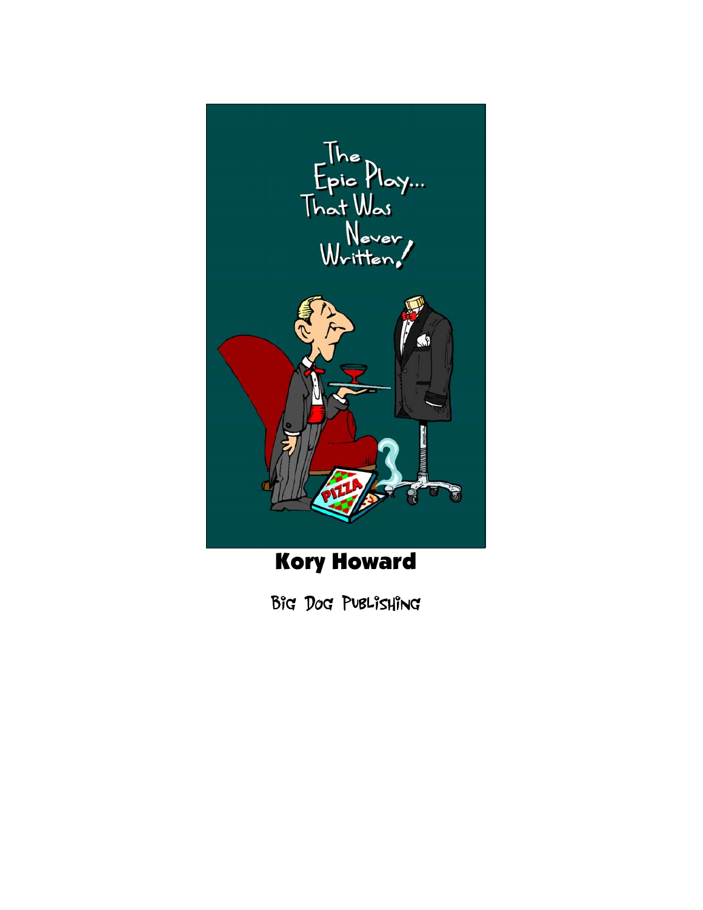# The Epic Play... That Was Never Written!

**Kory Howard**

Big Dog Publishing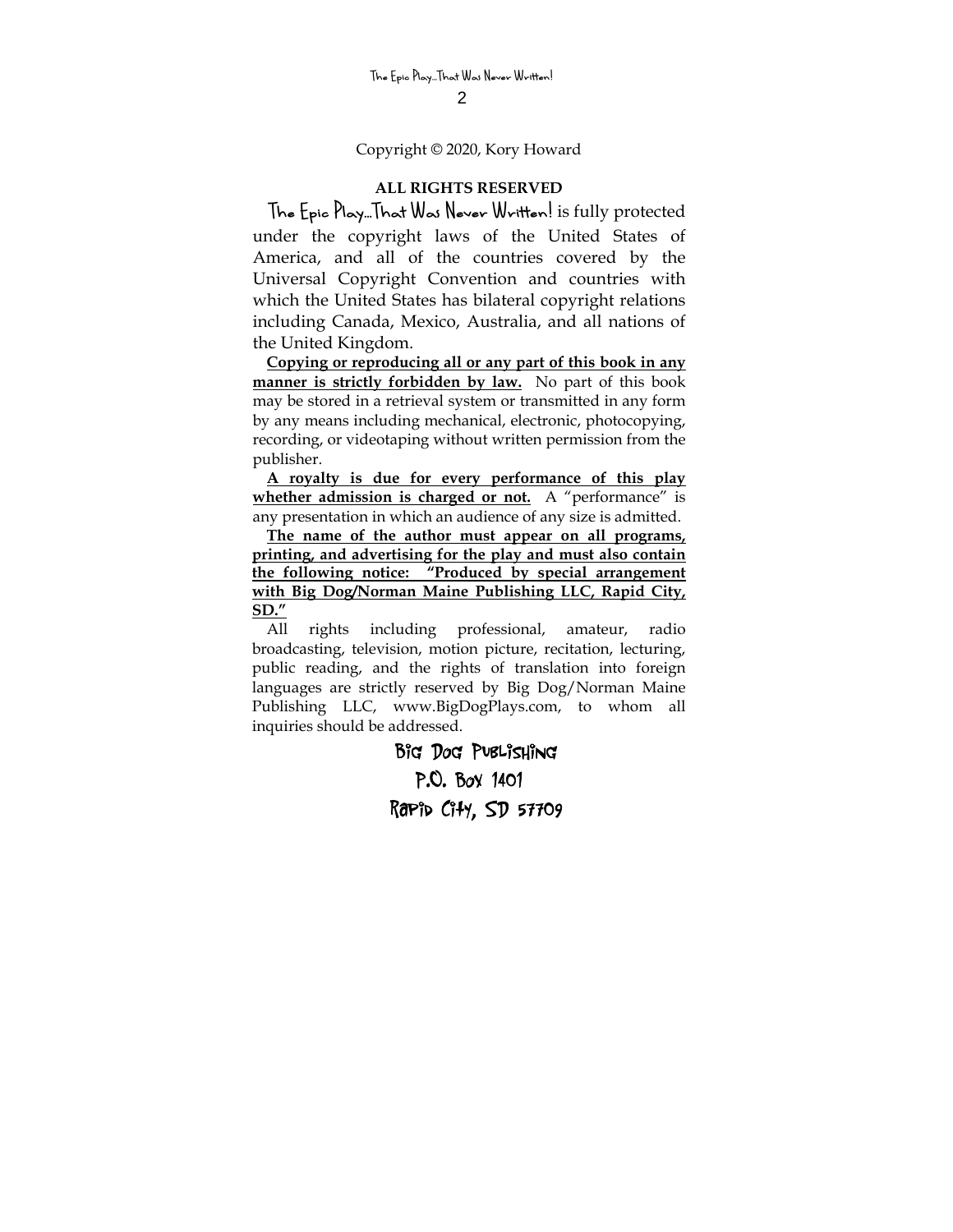Copyright © 2020, Kory Howard

**ALL RIGHTS RESERVED**

The Epic Play…That Was Never Written! is fully protected under the copyright laws of the United States of America, and all of the countries covered by the Universal Copyright Convention and countries with which the United States has bilateral copyright relations including Canada, Mexico, Australia, and all nations of the United Kingdom.

**Copying or reproducing all or any part of this book in any manner is strictly forbidden by law.** No part of this book may be stored in a retrieval system or transmitted in any form by any means including mechanical, electronic, photocopying, recording, or videotaping without written permission from the publisher.

**A royalty is due for every performance of this play whether admission is charged or not.** A "performance" is any presentation in which an audience of any size is admitted.

**The name of the author must appear on all programs, printing, and advertising for the play and must also contain the following notice: "Produced by special arrangement with Big Dog/Norman Maine Publishing LLC, Rapid City, SD."**

All rights including professional, amateur, radio broadcasting, television, motion picture, recitation, lecturing, public reading, and the rights of translation into foreign languages are strictly reserved by Big Dog/Norman Maine Publishing LLC, www.BigDogPlays.com, to whom all inquiries should be addressed.

Big Dog Publishing
P.O. Box 1401
Rapid City, SD 57709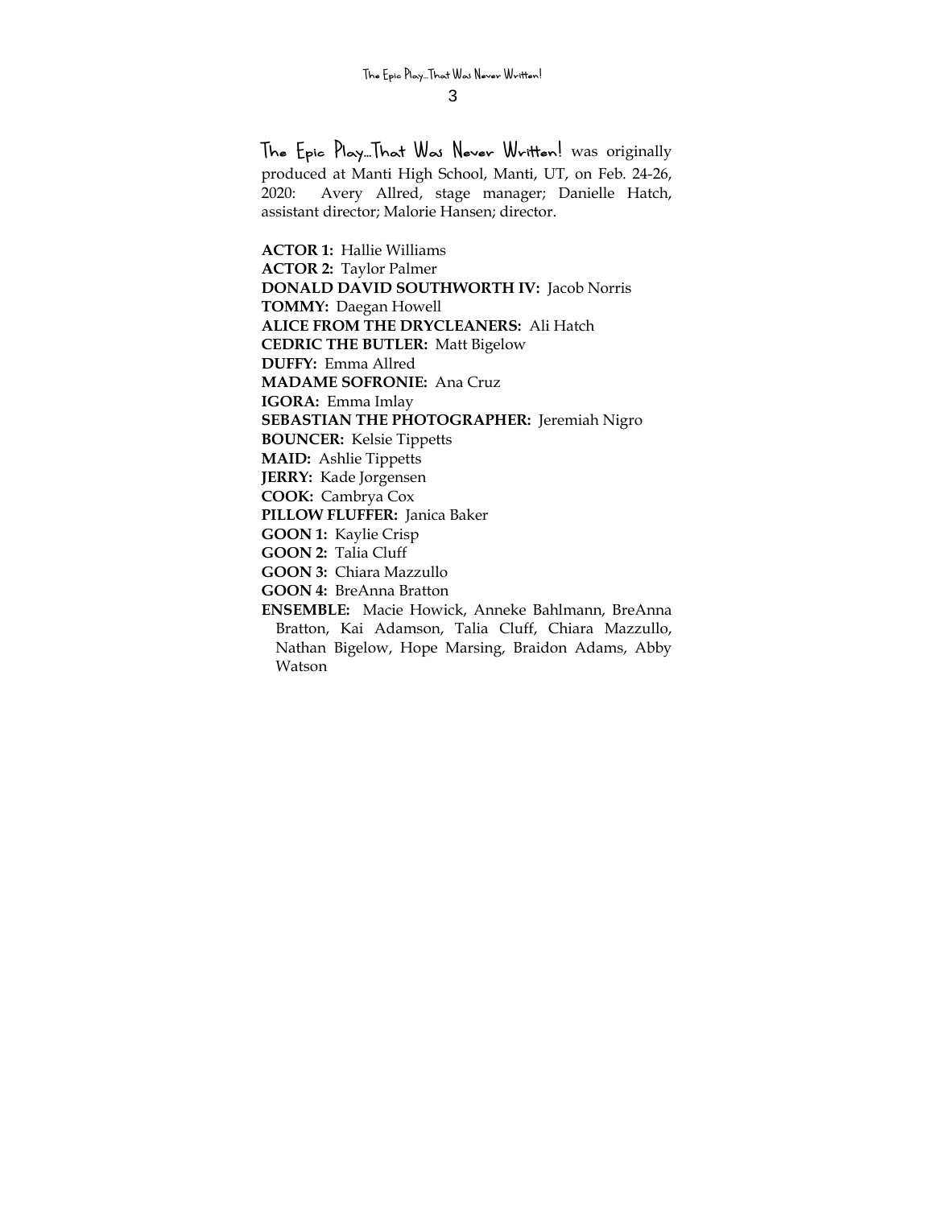**The Epic Play...That Was Never Written!** was originally produced at Manti High School, Manti, UT, on Feb. 24-26, 2020: Avery Allred, stage manager; Danielle Hatch, assistant director; Malorie Hansen; director.

**ACTOR 1:** Hallie Williams
**ACTOR 2:** Taylor Palmer
**DONALD DAVID SOUTHWORTH IV:** Jacob Norris
**TOMMY:** Daegan Howell
**ALICE FROM THE DRYCLEANERS:** Ali Hatch
**CEDRIC THE BUTLER:** Matt Bigelow
**DUFFY:** Emma Allred
**MADAME SOFRONIE:** Ana Cruz
**IGORA:** Emma Imlay
**SEBASTIAN THE PHOTOGRAPHER:** Jeremiah Nigro
**BOUNCER:** Kelsie Tippetts
**MAID:** Ashlie Tippetts
**JERRY:** Kade Jorgensen
**COOK:** Cambrya Cox
**PILLOW FLUFFER:** Janica Baker
**GOON 1:** Kaylie Crisp
**GOON 2:** Talia Cluff
**GOON 3:** Chiara Mazzullo
**GOON 4:** BreAnna Bratton
**ENSEMBLE:** Macie Howick, Anneke Bahlmann, BreAnna Bratton, Kai Adamson, Talia Cluff, Chiara Mazzullo, Nathan Bigelow, Hope Marsing, Braidon Adams, Abby Watson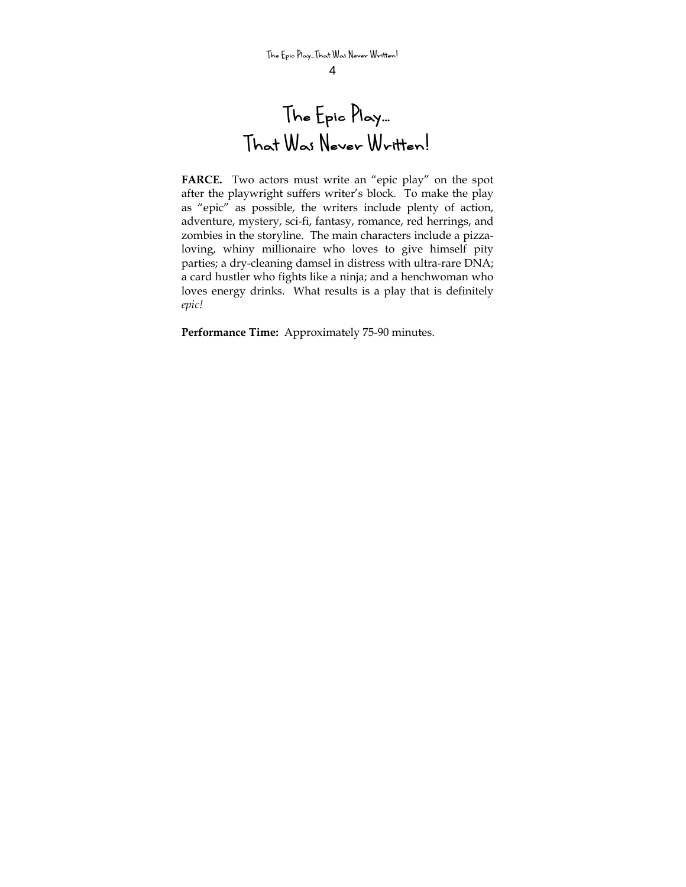# The Epic Play... That Was Never Written!

**FARCE.** Two actors must write an "epic play" on the spot after the playwright suffers writer's block. To make the play as "epic" as possible, the writers include plenty of action, adventure, mystery, sci-fi, fantasy, romance, red herrings, and zombies in the storyline. The main characters include a pizza-loving, whiny millionaire who loves to give himself pity parties; a dry-cleaning damsel in distress with ultra-rare DNA; a card hustler who fights like a ninja; and a henchwoman who loves energy drinks. What results is a play that is definitely *epic!*

**Performance Time:** Approximately 75-90 minutes.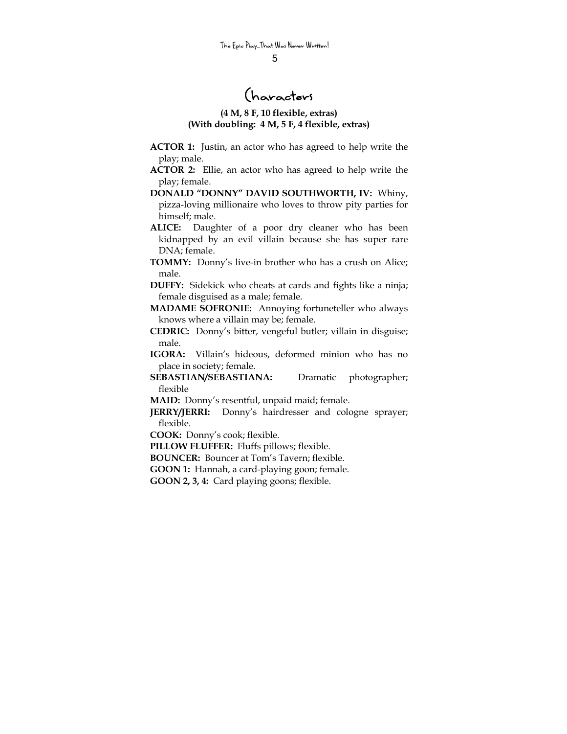# Characters

**(4 M, 8 F, 10 flexible, extras)**
**(With doubling: 4 M, 5 F, 4 flexible, extras)**

**ACTOR 1:** Justin, an actor who has agreed to help write the play; male.

**ACTOR 2:** Ellie, an actor who has agreed to help write the play; female.

**DONALD "DONNY" DAVID SOUTHWORTH, IV:** Whiny, pizza-loving millionaire who loves to throw pity parties for himself; male.

**ALICE:** Daughter of a poor dry cleaner who has been kidnapped by an evil villain because she has super rare DNA; female.

**TOMMY:** Donny's live-in brother who has a crush on Alice; male.

**DUFFY:** Sidekick who cheats at cards and fights like a ninja; female disguised as a male; female.

**MADAME SOFRONIE:** Annoying fortuneteller who always knows where a villain may be; female.

**CEDRIC:** Donny's bitter, vengeful butler; villain in disguise; male.

**IGORA:** Villain's hideous, deformed minion who has no place in society; female.

**SEBASTIAN/SEBASTIANA:** Dramatic photographer; flexible

**MAID:** Donny's resentful, unpaid maid; female.

**JERRY/JERRI:** Donny's hairdresser and cologne sprayer; flexible.

**COOK:** Donny's cook; flexible.

**PILLOW FLUFFER:** Fluffs pillows; flexible.

**BOUNCER:** Bouncer at Tom's Tavern; flexible.

**GOON 1:** Hannah, a card-playing goon; female.

**GOON 2, 3, 4:** Card playing goons; flexible.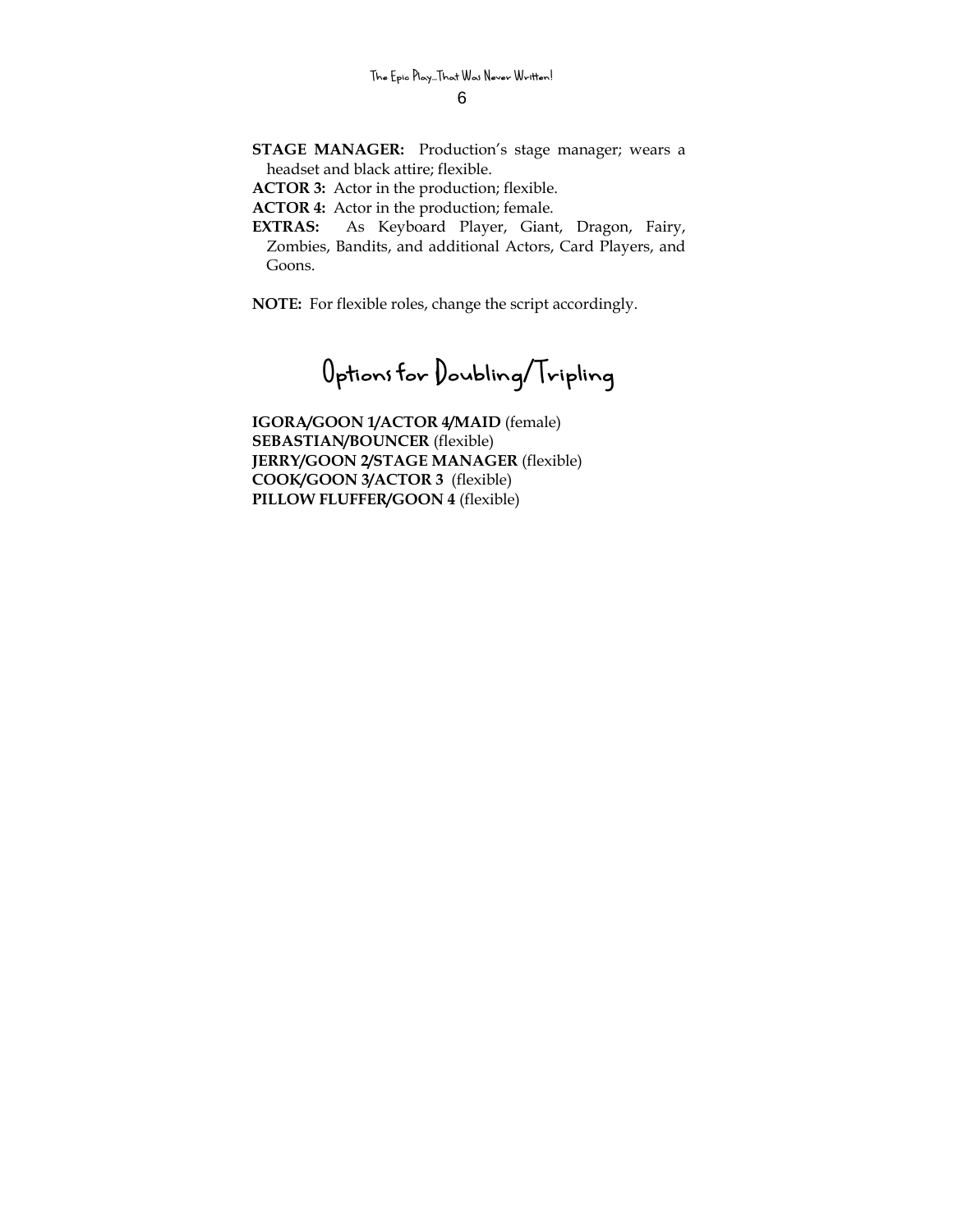**STAGE MANAGER:** Production's stage manager; wears a headset and black attire; flexible.

**ACTOR 3:** Actor in the production; flexible.

**ACTOR 4:** Actor in the production; female.

**EXTRAS:** As Keyboard Player, Giant, Dragon, Fairy, Zombies, Bandits, and additional Actors, Card Players, and Goons.

**NOTE:** For flexible roles, change the script accordingly.

## Options for Doubling/Tripling

**IGORA/GOON 1/ACTOR 4/MAID** (female)
**SEBASTIAN/BOUNCER** (flexible)
**JERRY/GOON 2/STAGE MANAGER** (flexible)
**COOK/GOON 3/ACTOR 3** (flexible)
**PILLOW FLUFFER/GOON 4** (flexible)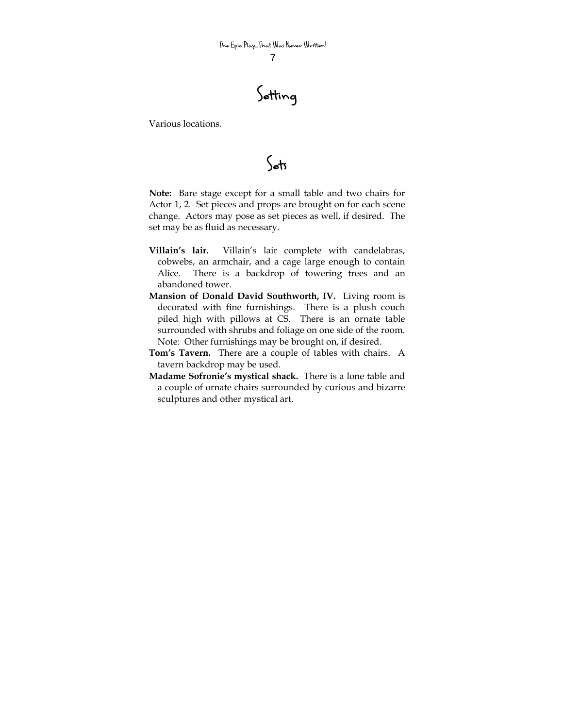# Setting

Various locations.

# Sets

**Note:** Bare stage except for a small table and two chairs for Actor 1, 2. Set pieces and props are brought on for each scene change. Actors may pose as set pieces as well, if desired. The set may be as fluid as necessary.

**Villain's lair.** Villain's lair complete with candelabras, cobwebs, an armchair, and a cage large enough to contain Alice. There is a backdrop of towering trees and an abandoned tower.

**Mansion of Donald David Southworth, IV.** Living room is decorated with fine furnishings. There is a plush couch piled high with pillows at CS. There is an ornate table surrounded with shrubs and foliage on one side of the room. Note: Other furnishings may be brought on, if desired.

**Tom's Tavern.** There are a couple of tables with chairs. A tavern backdrop may be used.

**Madame Sofronie's mystical shack.** There is a lone table and a couple of ornate chairs surrounded by curious and bizarre sculptures and other mystical art.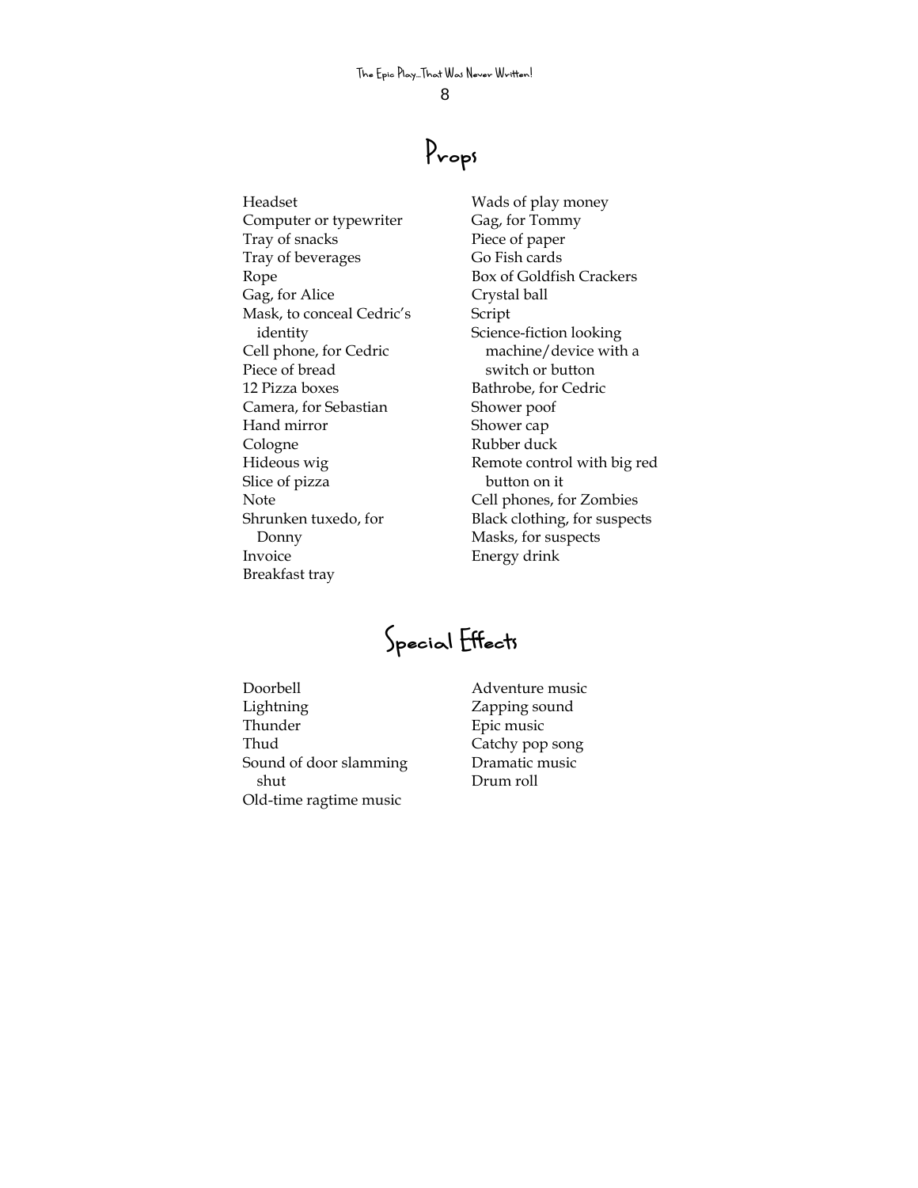## Props

- Headset
- Computer or typewriter
- Tray of snacks
- Tray of beverages
- Rope
- Gag, for Alice
- Mask, to conceal Cedric's identity
- Cell phone, for Cedric
- Piece of bread
- 12 Pizza boxes
- Camera, for Sebastian
- Hand mirror
- Cologne
- Hideous wig
- Slice of pizza
- Note
- Shrunken tuxedo, for Donny
- Invoice
- Breakfast tray
- Wads of play money
- Gag, for Tommy
- Piece of paper
- Go Fish cards
- Box of Goldfish Crackers
- Crystal ball
- Script
- Science-fiction looking machine/device with a switch or button
- Bathrobe, for Cedric
- Shower poof
- Shower cap
- Rubber duck
- Remote control with big red button on it
- Cell phones, for Zombies
- Black clothing, for suspects
- Masks, for suspects
- Energy drink

## Special Effects

- Doorbell
- Lightning
- Thunder
- Thud
- Sound of door slamming shut
- Old-time ragtime music
- Adventure music
- Zapping sound
- Epic music
- Catchy pop song
- Dramatic music
- Drum roll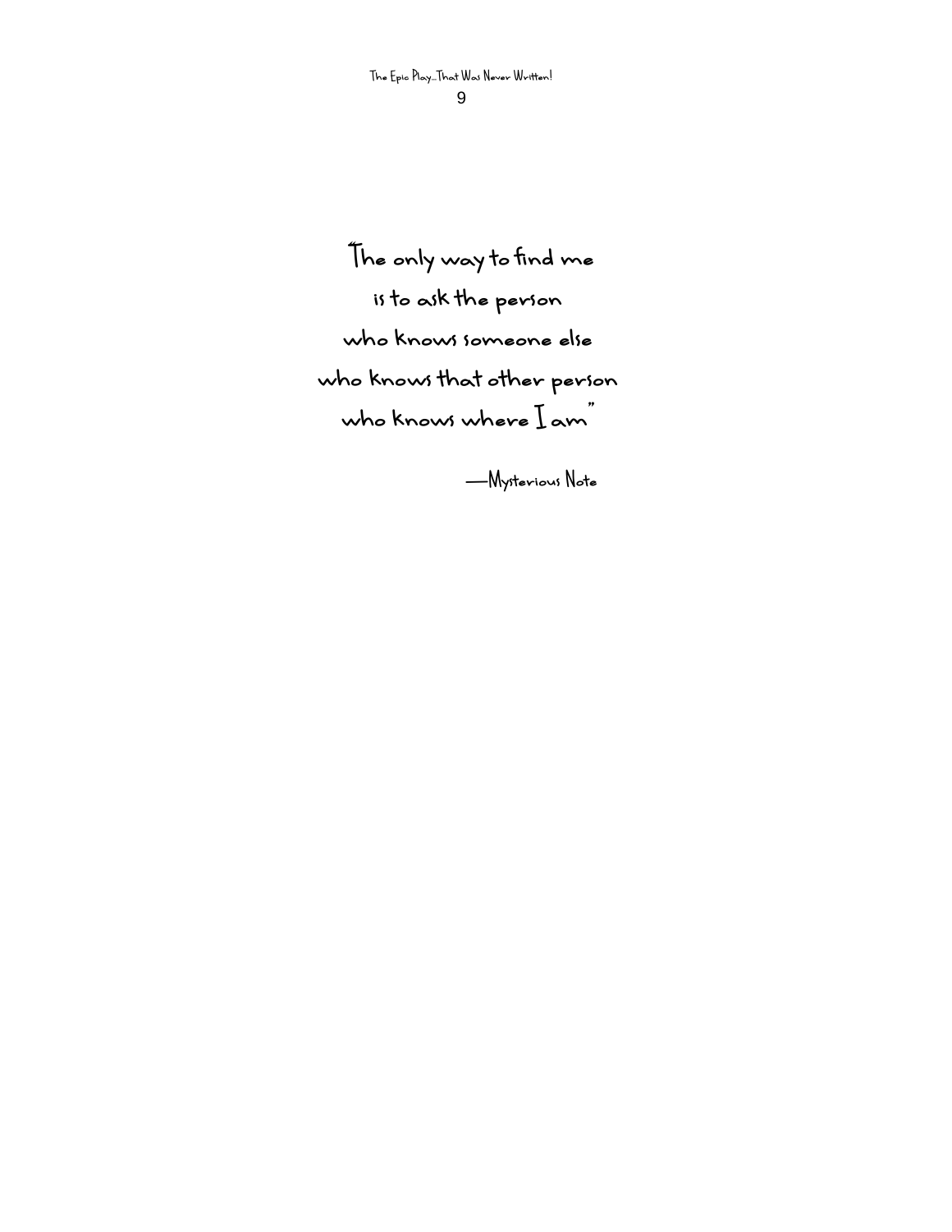"The only way to find me

is to ask the person

who knows someone else

who knows that other person

who knows where I am"

—Mysterious Note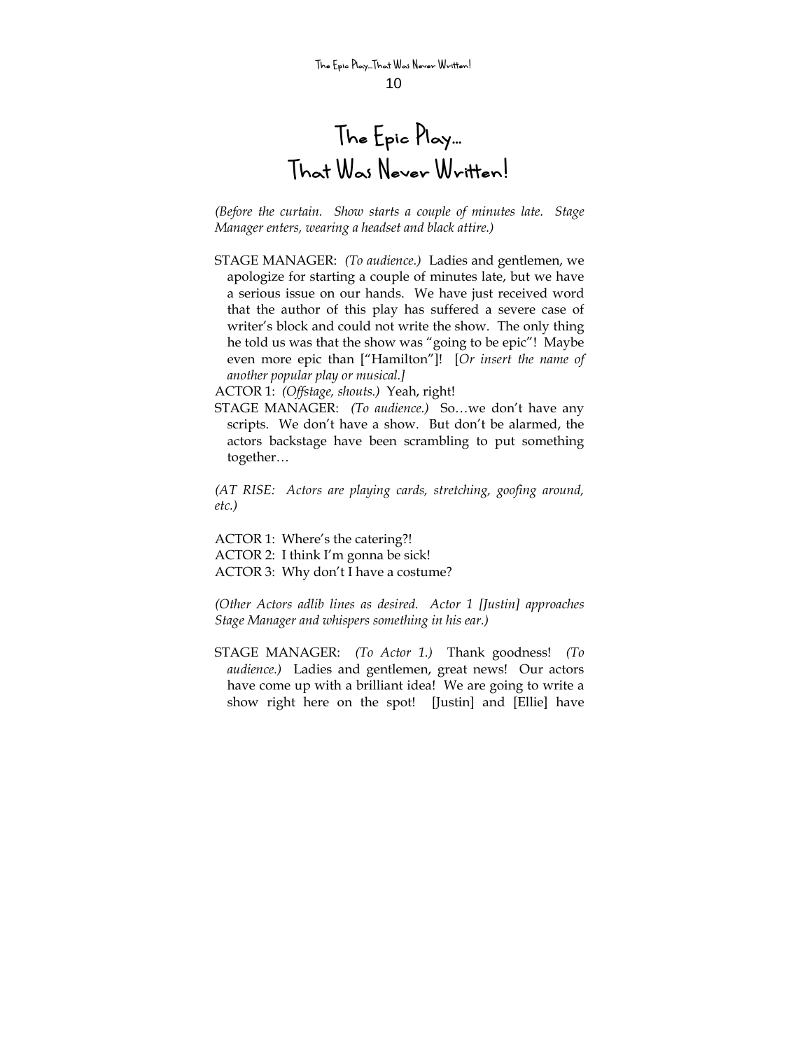# The Epic Play… That Was Never Written!

*(Before the curtain. Show starts a couple of minutes late. Stage Manager enters, wearing a headset and black attire.)*

STAGE MANAGER: *(To audience.)* Ladies and gentlemen, we apologize for starting a couple of minutes late, but we have a serious issue on our hands. We have just received word that the author of this play has suffered a severe case of writer's block and could not write the show. The only thing he told us was that the show was "going to be epic"! Maybe even more epic than ["Hamilton"]! [*Or insert the name of another popular play or musical.]*

ACTOR 1: *(Offstage, shouts.)* Yeah, right!

STAGE MANAGER: *(To audience.)* So…we don't have any scripts. We don't have a show. But don't be alarmed, the actors backstage have been scrambling to put something together…

*(AT RISE: Actors are playing cards, stretching, goofing around, etc.)*

ACTOR 1: Where's the catering?!

ACTOR 2: I think I'm gonna be sick!

ACTOR 3: Why don't I have a costume?

*(Other Actors adlib lines as desired. Actor 1 [Justin] approaches Stage Manager and whispers something in his ear.)*

STAGE MANAGER: *(To Actor 1.)* Thank goodness! *(To audience.)* Ladies and gentlemen, great news! Our actors have come up with a brilliant idea! We are going to write a show right here on the spot! [Justin] and [Ellie] have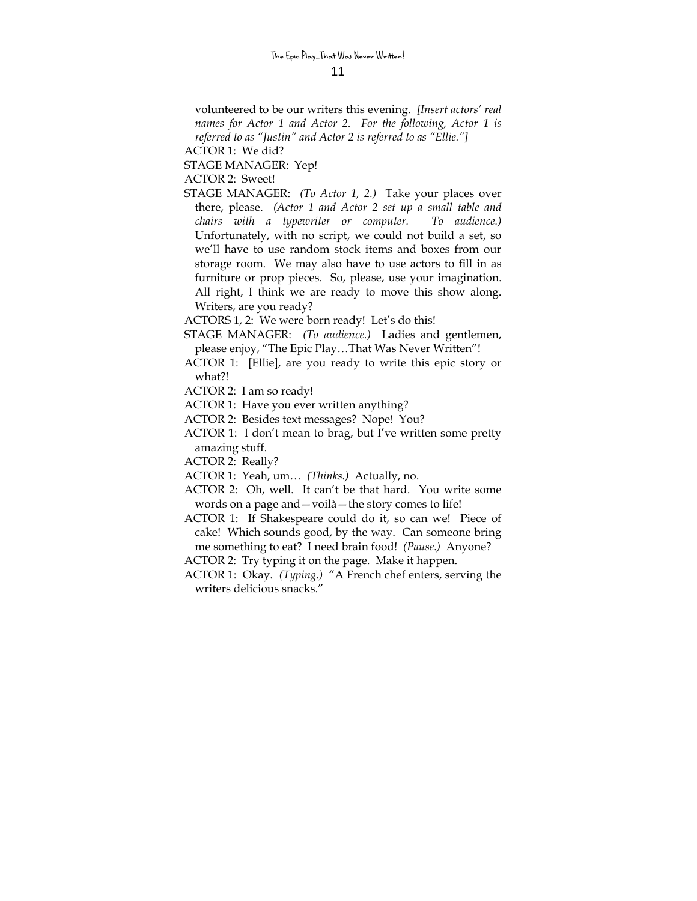volunteered to be our writers this evening. *[Insert actors' real names for Actor 1 and Actor 2. For the following, Actor 1 is referred to as "Justin" and Actor 2 is referred to as "Ellie."]*

ACTOR 1: We did?

STAGE MANAGER: Yep!

ACTOR 2: Sweet!

STAGE MANAGER: *(To Actor 1, 2.)* Take your places over there, please. *(Actor 1 and Actor 2 set up a small table and chairs with a typewriter or computer. To audience.)* Unfortunately, with no script, we could not build a set, so we'll have to use random stock items and boxes from our storage room. We may also have to use actors to fill in as furniture or prop pieces. So, please, use your imagination. All right, I think we are ready to move this show along. Writers, are you ready?

ACTORS 1, 2: We were born ready! Let's do this!

STAGE MANAGER: *(To audience.)* Ladies and gentlemen, please enjoy, "The Epic Play…That Was Never Written"!

ACTOR 1: [Ellie], are you ready to write this epic story or what?!

ACTOR 2: I am so ready!

ACTOR 1: Have you ever written anything?

ACTOR 2: Besides text messages? Nope! You?

ACTOR 1: I don't mean to brag, but I've written some pretty amazing stuff.

ACTOR 2: Really?

ACTOR 1: Yeah, um… *(Thinks.)* Actually, no.

ACTOR 2: Oh, well. It can't be that hard. You write some words on a page and—voilà—the story comes to life!

ACTOR 1: If Shakespeare could do it, so can we! Piece of cake! Which sounds good, by the way. Can someone bring me something to eat? I need brain food! *(Pause.)* Anyone?

ACTOR 2: Try typing it on the page. Make it happen.

ACTOR 1: Okay. *(Typing.)* "A French chef enters, serving the writers delicious snacks."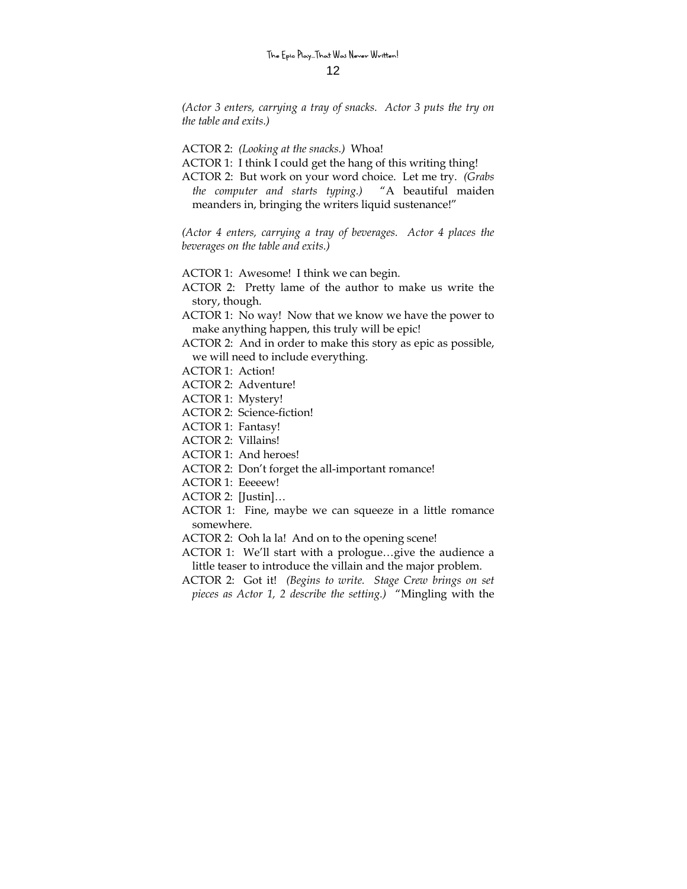*(Actor 3 enters, carrying a tray of snacks. Actor 3 puts the try on the table and exits.)*

ACTOR 2: *(Looking at the snacks.)* Whoa!

ACTOR 1: I think I could get the hang of this writing thing!

ACTOR 2: But work on your word choice. Let me try. *(Grabs the computer and starts typing.)* "A beautiful maiden meanders in, bringing the writers liquid sustenance!"

*(Actor 4 enters, carrying a tray of beverages. Actor 4 places the beverages on the table and exits.)*

ACTOR 1: Awesome! I think we can begin.

ACTOR 2: Pretty lame of the author to make us write the story, though.

ACTOR 1: No way! Now that we know we have the power to make anything happen, this truly will be epic!

ACTOR 2: And in order to make this story as epic as possible, we will need to include everything.

ACTOR 1: Action!

ACTOR 2: Adventure!

ACTOR 1: Mystery!

ACTOR 2: Science-fiction!

ACTOR 1: Fantasy!

ACTOR 2: Villains!

ACTOR 1: And heroes!

ACTOR 2: Don't forget the all-important romance!

ACTOR 1: Eeeeew!

ACTOR 2: [Justin]…

ACTOR 1: Fine, maybe we can squeeze in a little romance somewhere.

ACTOR 2: Ooh la la! And on to the opening scene!

ACTOR 1: We'll start with a prologue…give the audience a little teaser to introduce the villain and the major problem.

ACTOR 2: Got it! *(Begins to write. Stage Crew brings on set pieces as Actor 1, 2 describe the setting.)* "Mingling with the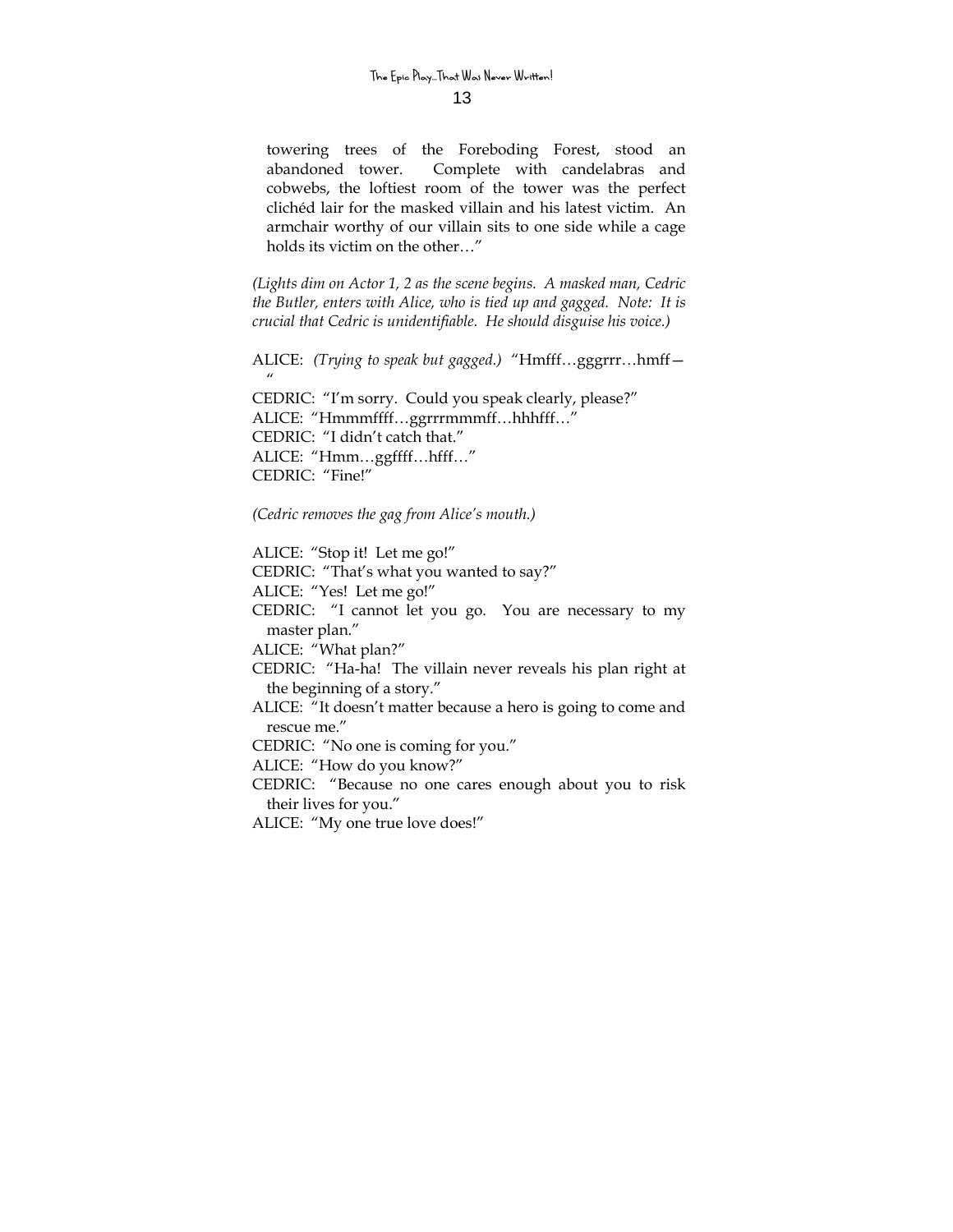towering trees of the Foreboding Forest, stood an abandoned tower. Complete with candelabras and cobwebs, the loftiest room of the tower was the perfect clichéd lair for the masked villain and his latest victim. An armchair worthy of our villain sits to one side while a cage holds its victim on the other…"

*(Lights dim on Actor 1, 2 as the scene begins. A masked man, Cedric the Butler, enters with Alice, who is tied up and gagged. Note: It is crucial that Cedric is unidentifiable. He should disguise his voice.)*

ALICE: *(Trying to speak but gagged.)* "Hmfff…gggrrr…hmff—"

CEDRIC: "I'm sorry. Could you speak clearly, please?"

ALICE: "Hmmmffff…ggrrrmmmff…hhhfff…"

CEDRIC: "I didn't catch that."

ALICE: "Hmm…ggffff…hfff…"

CEDRIC: "Fine!"

*(Cedric removes the gag from Alice's mouth.)*

ALICE: "Stop it! Let me go!"

CEDRIC: "That's what you wanted to say?"

ALICE: "Yes! Let me go!"

CEDRIC: "I cannot let you go. You are necessary to my master plan."

ALICE: "What plan?"

CEDRIC: "Ha-ha! The villain never reveals his plan right at the beginning of a story."

ALICE: "It doesn't matter because a hero is going to come and rescue me."

CEDRIC: "No one is coming for you."

ALICE: "How do you know?"

CEDRIC: "Because no one cares enough about you to risk their lives for you."

ALICE: "My one true love does!"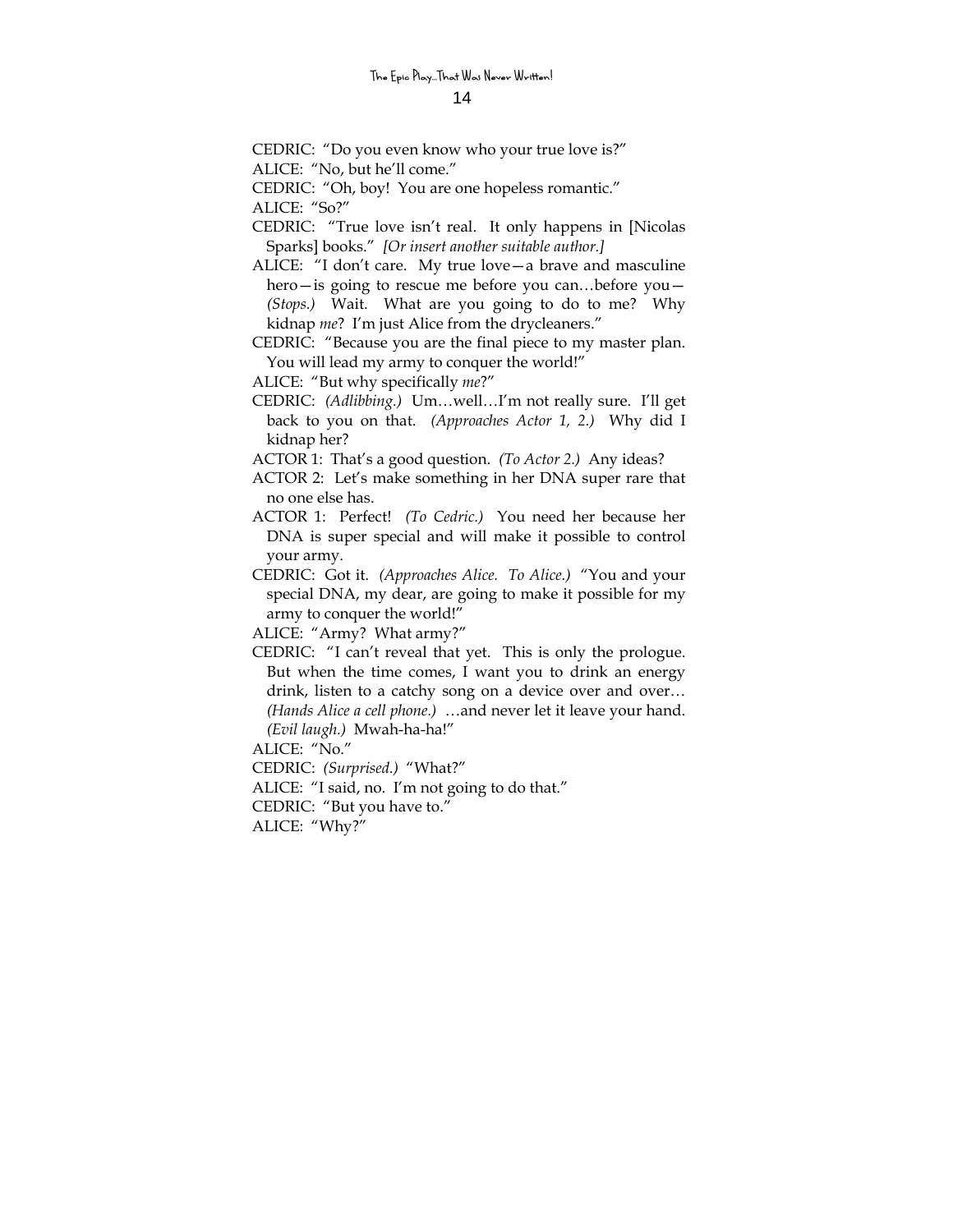CEDRIC: "Do you even know who your true love is?"

ALICE: "No, but he'll come."

CEDRIC: "Oh, boy! You are one hopeless romantic."

ALICE: "So?"

CEDRIC: "True love isn't real. It only happens in [Nicolas Sparks] books." *[Or insert another suitable author.]*

ALICE: "I don't care. My true love—a brave and masculine hero—is going to rescue me before you can…before you— *(Stops.)* Wait. What are you going to do to me? Why kidnap *me*? I'm just Alice from the drycleaners."

CEDRIC: "Because you are the final piece to my master plan. You will lead my army to conquer the world!"

ALICE: "But why specifically *me*?"

CEDRIC: *(Adlibbing.)* Um…well…I'm not really sure. I'll get back to you on that. *(Approaches Actor 1, 2.)* Why did I kidnap her?

ACTOR 1: That's a good question. *(To Actor 2.)* Any ideas?

ACTOR 2: Let's make something in her DNA super rare that no one else has.

ACTOR 1: Perfect! *(To Cedric.)* You need her because her DNA is super special and will make it possible to control your army.

CEDRIC: Got it. *(Approaches Alice. To Alice.)* "You and your special DNA, my dear, are going to make it possible for my army to conquer the world!"

ALICE: "Army? What army?"

CEDRIC: "I can't reveal that yet. This is only the prologue. But when the time comes, I want you to drink an energy drink, listen to a catchy song on a device over and over… *(Hands Alice a cell phone.)* …and never let it leave your hand. *(Evil laugh.)* Mwah-ha-ha!"

ALICE: "No."

CEDRIC: *(Surprised.)* "What?"

ALICE: "I said, no. I'm not going to do that."

CEDRIC: "But you have to."

ALICE: "Why?"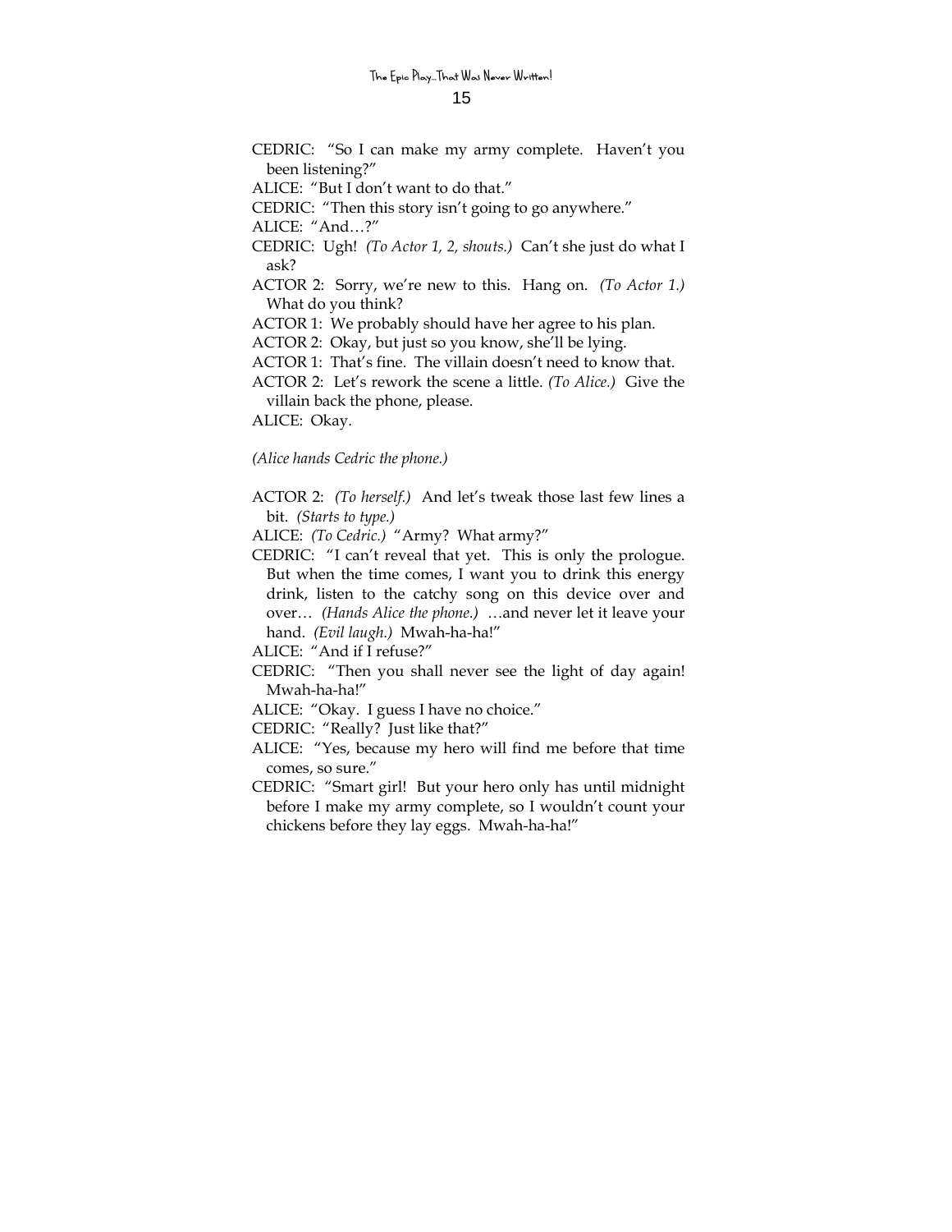CEDRIC: "So I can make my army complete. Haven't you been listening?"

ALICE: "But I don't want to do that."

CEDRIC: "Then this story isn't going to go anywhere."

ALICE: "And…?"

CEDRIC: Ugh! *(To Actor 1, 2, shouts.)* Can't she just do what I ask?

ACTOR 2: Sorry, we're new to this. Hang on. *(To Actor 1.)* What do you think?

ACTOR 1: We probably should have her agree to his plan.

ACTOR 2: Okay, but just so you know, she'll be lying.

ACTOR 1: That's fine. The villain doesn't need to know that.

ACTOR 2: Let's rework the scene a little. *(To Alice.)* Give the villain back the phone, please.

ALICE: Okay.

*(Alice hands Cedric the phone.)*

ACTOR 2: *(To herself.)* And let's tweak those last few lines a bit. *(Starts to type.)*

ALICE: *(To Cedric.)* "Army? What army?"

CEDRIC: "I can't reveal that yet. This is only the prologue. But when the time comes, I want you to drink this energy drink, listen to the catchy song on this device over and over… *(Hands Alice the phone.)* …and never let it leave your hand. *(Evil laugh.)* Mwah-ha-ha!"

ALICE: "And if I refuse?"

CEDRIC: "Then you shall never see the light of day again! Mwah-ha-ha!"

ALICE: "Okay. I guess I have no choice."

CEDRIC: "Really? Just like that?"

ALICE: "Yes, because my hero will find me before that time comes, so sure."

CEDRIC: "Smart girl! But your hero only has until midnight before I make my army complete, so I wouldn't count your chickens before they lay eggs. Mwah-ha-ha!"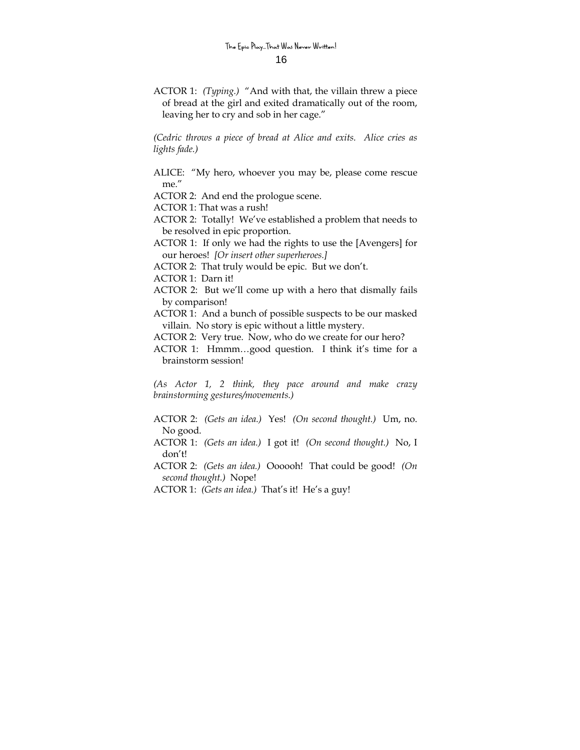ACTOR 1: *(Typing.)* "And with that, the villain threw a piece of bread at the girl and exited dramatically out of the room, leaving her to cry and sob in her cage."

*(Cedric throws a piece of bread at Alice and exits. Alice cries as lights fade.)*

ALICE: "My hero, whoever you may be, please come rescue me."

ACTOR 2: And end the prologue scene.

ACTOR 1: That was a rush!

ACTOR 2: Totally! We've established a problem that needs to be resolved in epic proportion.

ACTOR 1: If only we had the rights to use the [Avengers] for our heroes! *[Or insert other superheroes.]*

ACTOR 2: That truly would be epic. But we don't.

ACTOR 1: Darn it!

ACTOR 2: But we'll come up with a hero that dismally fails by comparison!

ACTOR 1: And a bunch of possible suspects to be our masked villain. No story is epic without a little mystery.

ACTOR 2: Very true. Now, who do we create for our hero?

ACTOR 1: Hmmm…good question. I think it's time for a brainstorm session!

*(As Actor 1, 2 think, they pace around and make crazy brainstorming gestures/movements.)*

ACTOR 2: *(Gets an idea.)* Yes! *(On second thought.)* Um, no. No good.

ACTOR 1: *(Gets an idea.)* I got it! *(On second thought.)* No, I don't!

ACTOR 2: *(Gets an idea.)* Oooooh! That could be good! *(On second thought.)* Nope!

ACTOR 1: *(Gets an idea.)* That's it! He's a guy!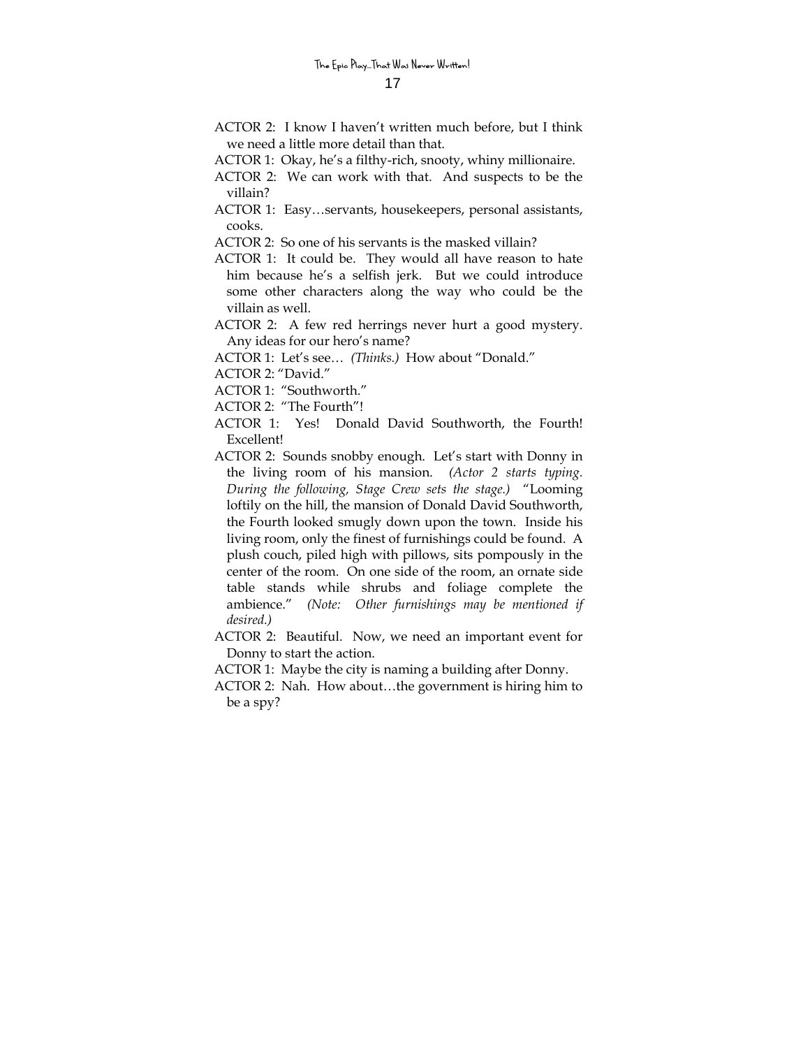ACTOR 2: I know I haven't written much before, but I think we need a little more detail than that.

ACTOR 1: Okay, he's a filthy-rich, snooty, whiny millionaire.

ACTOR 2: We can work with that. And suspects to be the villain?

ACTOR 1: Easy…servants, housekeepers, personal assistants, cooks.

ACTOR 2: So one of his servants is the masked villain?

ACTOR 1: It could be. They would all have reason to hate him because he's a selfish jerk. But we could introduce some other characters along the way who could be the villain as well.

ACTOR 2: A few red herrings never hurt a good mystery. Any ideas for our hero's name?

ACTOR 1: Let's see… *(Thinks.)* How about "Donald."

ACTOR 2: "David."

ACTOR 1: "Southworth."

ACTOR 2: "The Fourth"!

ACTOR 1: Yes! Donald David Southworth, the Fourth! Excellent!

ACTOR 2: Sounds snobby enough. Let's start with Donny in the living room of his mansion. *(Actor 2 starts typing. During the following, Stage Crew sets the stage.)* "Looming loftily on the hill, the mansion of Donald David Southworth, the Fourth looked smugly down upon the town. Inside his living room, only the finest of furnishings could be found. A plush couch, piled high with pillows, sits pompously in the center of the room. On one side of the room, an ornate side table stands while shrubs and foliage complete the ambience." *(Note: Other furnishings may be mentioned if desired.)*

ACTOR 2: Beautiful. Now, we need an important event for Donny to start the action.

ACTOR 1: Maybe the city is naming a building after Donny.

ACTOR 2: Nah. How about…the government is hiring him to be a spy?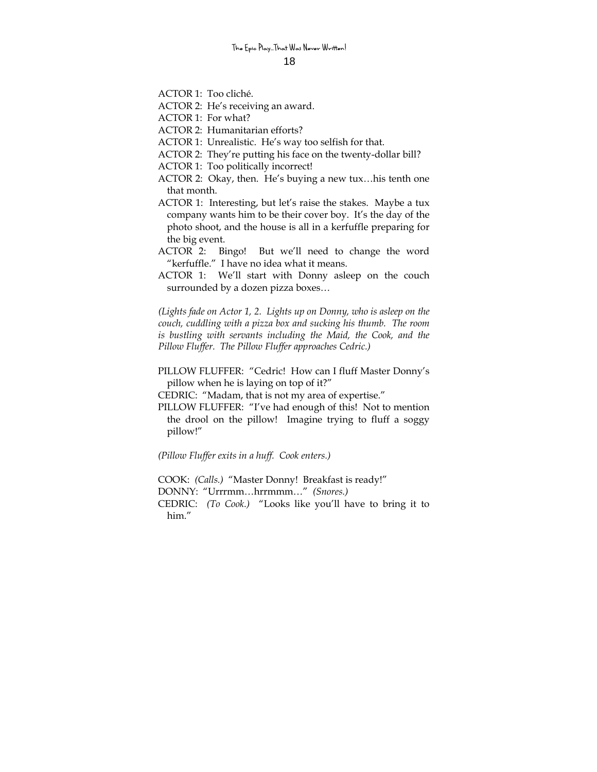ACTOR 1: Too cliché.

ACTOR 2: He's receiving an award.

ACTOR 1: For what?

ACTOR 2: Humanitarian efforts?

ACTOR 1: Unrealistic. He's way too selfish for that.

ACTOR 2: They're putting his face on the twenty-dollar bill?

ACTOR 1: Too politically incorrect!

ACTOR 2: Okay, then. He's buying a new tux…his tenth one that month.

ACTOR 1: Interesting, but let's raise the stakes. Maybe a tux company wants him to be their cover boy. It's the day of the photo shoot, and the house is all in a kerfuffle preparing for the big event.

ACTOR 2: Bingo! But we'll need to change the word "kerfuffle." I have no idea what it means.

ACTOR 1: We'll start with Donny asleep on the couch surrounded by a dozen pizza boxes…

*(Lights fade on Actor 1, 2. Lights up on Donny, who is asleep on the couch, cuddling with a pizza box and sucking his thumb. The room is bustling with servants including the Maid, the Cook, and the Pillow Fluffer. The Pillow Fluffer approaches Cedric.)*

PILLOW FLUFFER: "Cedric! How can I fluff Master Donny's pillow when he is laying on top of it?"

CEDRIC: "Madam, that is not my area of expertise."

PILLOW FLUFFER: "I've had enough of this! Not to mention the drool on the pillow! Imagine trying to fluff a soggy pillow!"

*(Pillow Fluffer exits in a huff. Cook enters.)*

COOK: *(Calls.)* "Master Donny! Breakfast is ready!"

DONNY: "Urrrmm…hrrmmm…" *(Snores.)*

CEDRIC: *(To Cook.)* "Looks like you'll have to bring it to him."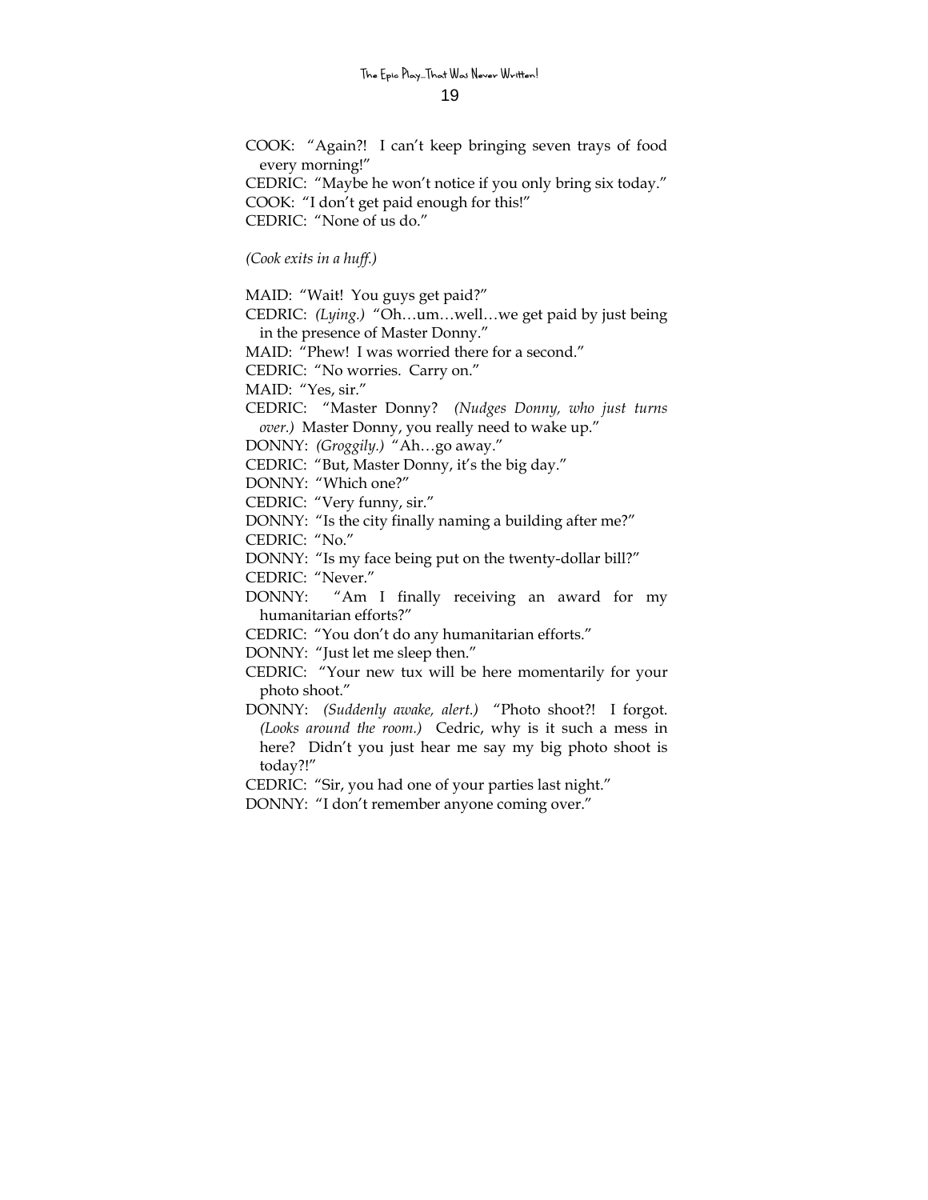COOK: "Again?! I can't keep bringing seven trays of food every morning!"

CEDRIC: "Maybe he won't notice if you only bring six today."

COOK: "I don't get paid enough for this!"

CEDRIC: "None of us do."

*(Cook exits in a huff.)*

MAID: "Wait! You guys get paid?"

CEDRIC: *(Lying.)* "Oh…um…well…we get paid by just being in the presence of Master Donny."

MAID: "Phew! I was worried there for a second."

CEDRIC: "No worries. Carry on."

MAID: "Yes, sir."

CEDRIC: "Master Donny? *(Nudges Donny, who just turns over.)* Master Donny, you really need to wake up."

DONNY: *(Groggily.)* "Ah…go away."

CEDRIC: "But, Master Donny, it's the big day."

DONNY: "Which one?"

CEDRIC: "Very funny, sir."

DONNY: "Is the city finally naming a building after me?"

CEDRIC: "No."

DONNY: "Is my face being put on the twenty-dollar bill?"

CEDRIC: "Never."

DONNY: "Am I finally receiving an award for my humanitarian efforts?"

CEDRIC: "You don't do any humanitarian efforts."

DONNY: "Just let me sleep then."

CEDRIC: "Your new tux will be here momentarily for your photo shoot."

DONNY: *(Suddenly awake, alert.)* "Photo shoot?! I forgot. *(Looks around the room.)* Cedric, why is it such a mess in here? Didn't you just hear me say my big photo shoot is today?!"

CEDRIC: "Sir, you had one of your parties last night."

DONNY: "I don't remember anyone coming over."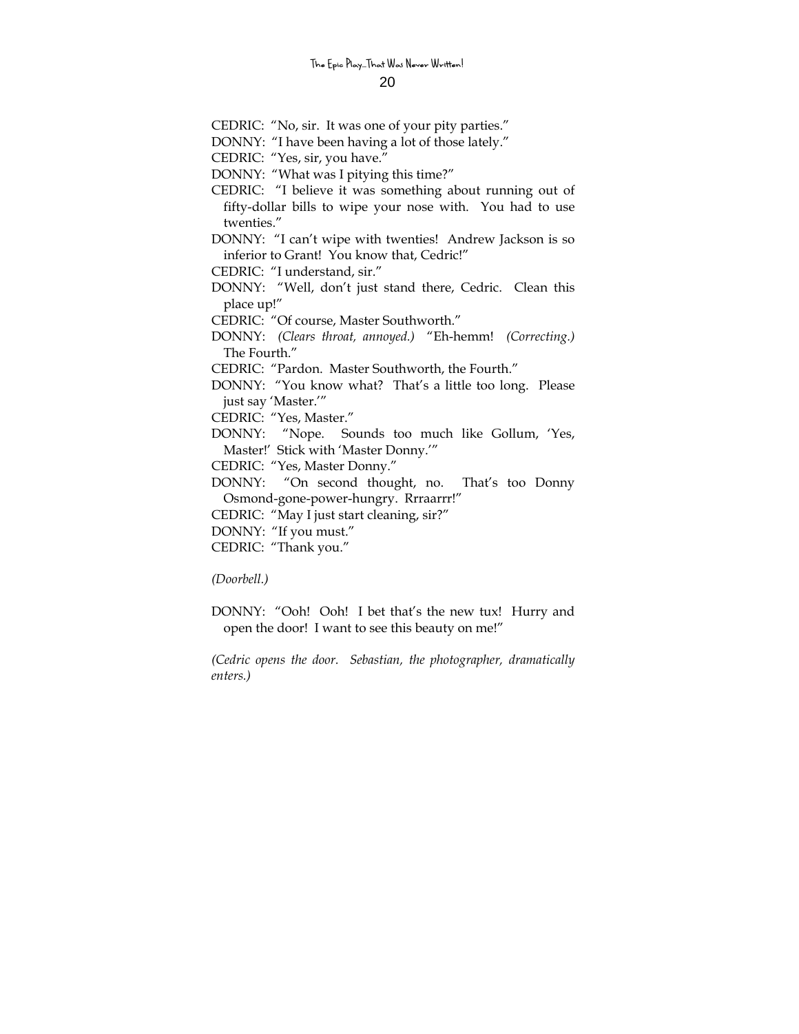CEDRIC: "No, sir. It was one of your pity parties."

DONNY: "I have been having a lot of those lately."

CEDRIC: "Yes, sir, you have."

DONNY: "What was I pitying this time?"

CEDRIC: "I believe it was something about running out of fifty-dollar bills to wipe your nose with. You had to use twenties."

DONNY: "I can't wipe with twenties! Andrew Jackson is so inferior to Grant! You know that, Cedric!"

CEDRIC: "I understand, sir."

DONNY: "Well, don't just stand there, Cedric. Clean this place up!"

CEDRIC: "Of course, Master Southworth."

DONNY: *(Clears throat, annoyed.)* "Eh-hemm! *(Correcting.)* The Fourth."

CEDRIC: "Pardon. Master Southworth, the Fourth."

DONNY: "You know what? That's a little too long. Please just say 'Master.'"

CEDRIC: "Yes, Master."

DONNY: "Nope. Sounds too much like Gollum, 'Yes, Master!' Stick with 'Master Donny.'"

CEDRIC: "Yes, Master Donny."

DONNY: "On second thought, no. That's too Donny Osmond-gone-power-hungry. Rrraarrr!"

CEDRIC: "May I just start cleaning, sir?"

DONNY: "If you must."

CEDRIC: "Thank you."

*(Doorbell.)*

DONNY: "Ooh! Ooh! I bet that's the new tux! Hurry and open the door! I want to see this beauty on me!"

*(Cedric opens the door. Sebastian, the photographer, dramatically enters.)*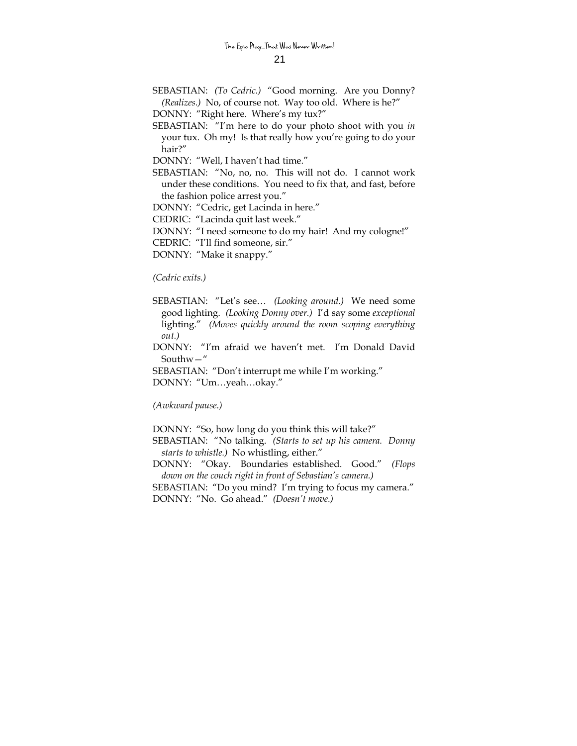SEBASTIAN: *(To Cedric.)* "Good morning. Are you Donny? *(Realizes.)* No, of course not. Way too old. Where is he?"

DONNY: "Right here. Where's my tux?"

SEBASTIAN: "I'm here to do your photo shoot with you *in* your tux. Oh my! Is that really how you're going to do your hair?"

DONNY: "Well, I haven't had time."

SEBASTIAN: "No, no, no. This will not do. I cannot work under these conditions. You need to fix that, and fast, before the fashion police arrest you."

DONNY: "Cedric, get Lacinda in here."

CEDRIC: "Lacinda quit last week."

DONNY: "I need someone to do my hair! And my cologne!"

CEDRIC: "I'll find someone, sir."

DONNY: "Make it snappy."

*(Cedric exits.)*

SEBASTIAN: "Let's see… *(Looking around.)* We need some good lighting. *(Looking Donny over.)* I'd say some *exceptional* lighting." *(Moves quickly around the room scoping everything out.)*

DONNY: "I'm afraid we haven't met. I'm Donald David Southw—"

SEBASTIAN: "Don't interrupt me while I'm working."

DONNY: "Um…yeah…okay."

*(Awkward pause.)*

DONNY: "So, how long do you think this will take?"

SEBASTIAN: "No talking. *(Starts to set up his camera. Donny starts to whistle.)* No whistling, either."

DONNY: "Okay. Boundaries established. Good." *(Flops down on the couch right in front of Sebastian's camera.)*

SEBASTIAN: "Do you mind? I'm trying to focus my camera."

DONNY: "No. Go ahead." *(Doesn't move.)*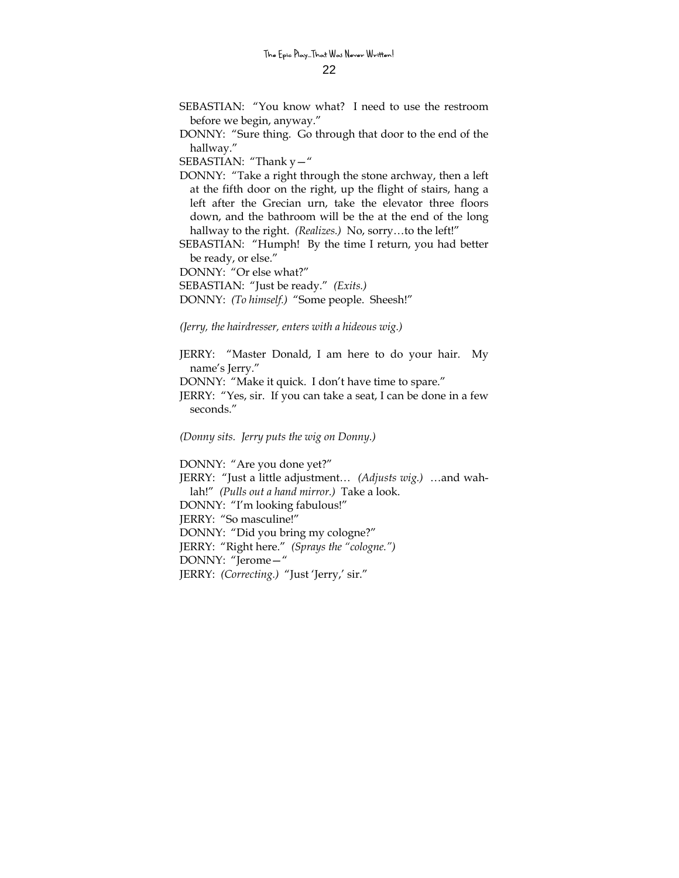SEBASTIAN: "You know what? I need to use the restroom before we begin, anyway."

DONNY: "Sure thing. Go through that door to the end of the hallway."

SEBASTIAN: "Thank y—"

DONNY: "Take a right through the stone archway, then a left at the fifth door on the right, up the flight of stairs, hang a left after the Grecian urn, take the elevator three floors down, and the bathroom will be the at the end of the long hallway to the right. *(Realizes.)* No, sorry…to the left!"

SEBASTIAN: "Humph! By the time I return, you had better be ready, or else."

DONNY: "Or else what?"

SEBASTIAN: "Just be ready." *(Exits.)*

DONNY: *(To himself.)* "Some people. Sheesh!"

*(Jerry, the hairdresser, enters with a hideous wig.)*

JERRY: "Master Donald, I am here to do your hair. My name's Jerry."

DONNY: "Make it quick. I don't have time to spare."

JERRY: "Yes, sir. If you can take a seat, I can be done in a few seconds."

*(Donny sits. Jerry puts the wig on Donny.)*

DONNY: "Are you done yet?"

JERRY: "Just a little adjustment… *(Adjusts wig.)* …and wah-lah!" *(Pulls out a hand mirror.)* Take a look.

DONNY: "I'm looking fabulous!"

JERRY: "So masculine!"

DONNY: "Did you bring my cologne?"

JERRY: "Right here." *(Sprays the "cologne.")*

DONNY: "Jerome—"

JERRY: *(Correcting.)* "Just 'Jerry,' sir."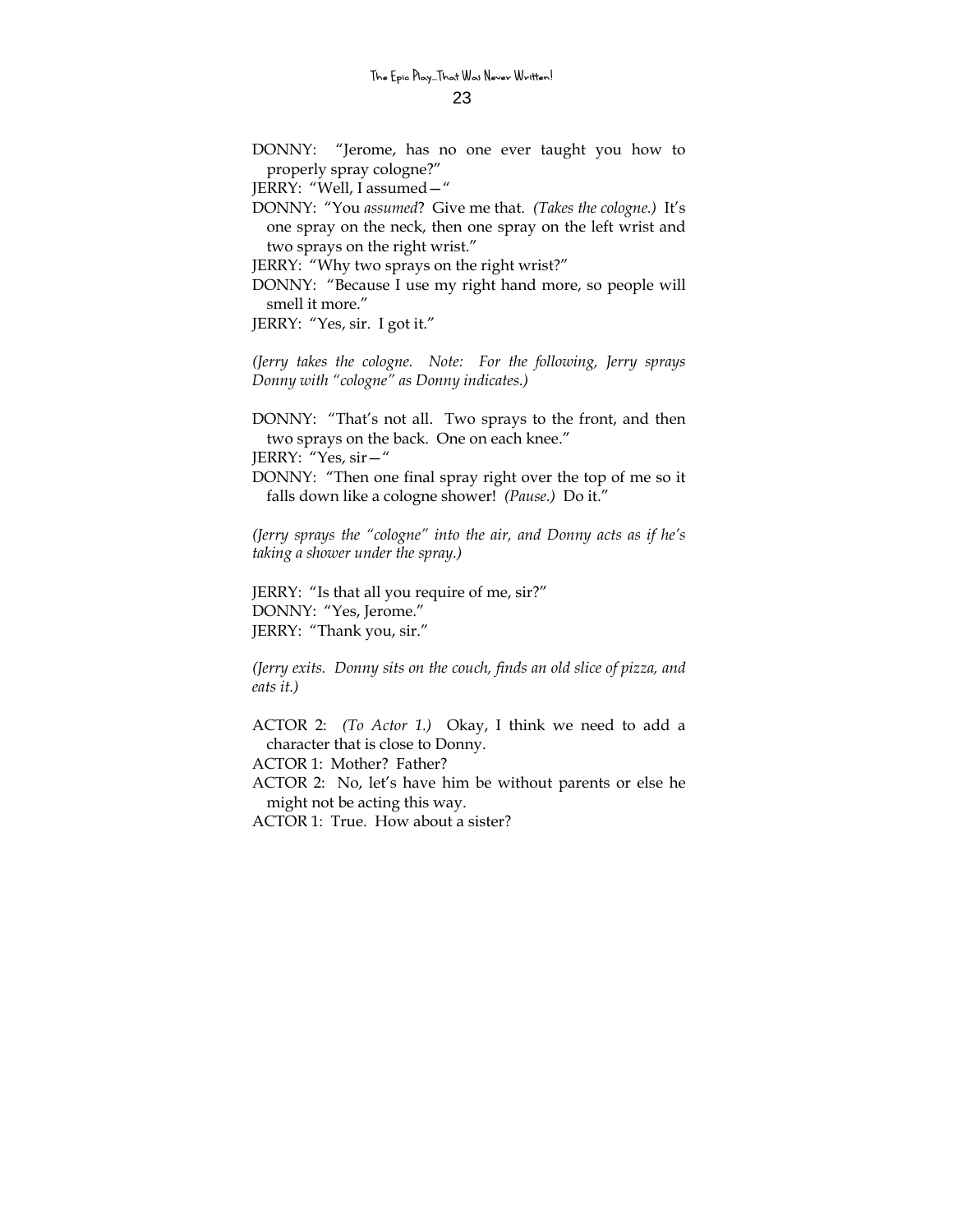DONNY: "Jerome, has no one ever taught you how to properly spray cologne?"

JERRY: "Well, I assumed—"

DONNY: "You *assumed*? Give me that. *(Takes the cologne.)* It's one spray on the neck, then one spray on the left wrist and two sprays on the right wrist."

JERRY: "Why two sprays on the right wrist?"

DONNY: "Because I use my right hand more, so people will smell it more."

JERRY: "Yes, sir. I got it."

*(Jerry takes the cologne. Note: For the following, Jerry sprays Donny with "cologne" as Donny indicates.)*

DONNY: "That's not all. Two sprays to the front, and then two sprays on the back. One on each knee."

JERRY: "Yes, sir—"

DONNY: "Then one final spray right over the top of me so it falls down like a cologne shower! *(Pause.)* Do it."

*(Jerry sprays the "cologne" into the air, and Donny acts as if he's taking a shower under the spray.)*

JERRY: "Is that all you require of me, sir?"

DONNY: "Yes, Jerome."

JERRY: "Thank you, sir."

*(Jerry exits. Donny sits on the couch, finds an old slice of pizza, and eats it.)*

ACTOR 2: *(To Actor 1.)* Okay, I think we need to add a character that is close to Donny.

ACTOR 1: Mother? Father?

ACTOR 2: No, let's have him be without parents or else he might not be acting this way.

ACTOR 1: True. How about a sister?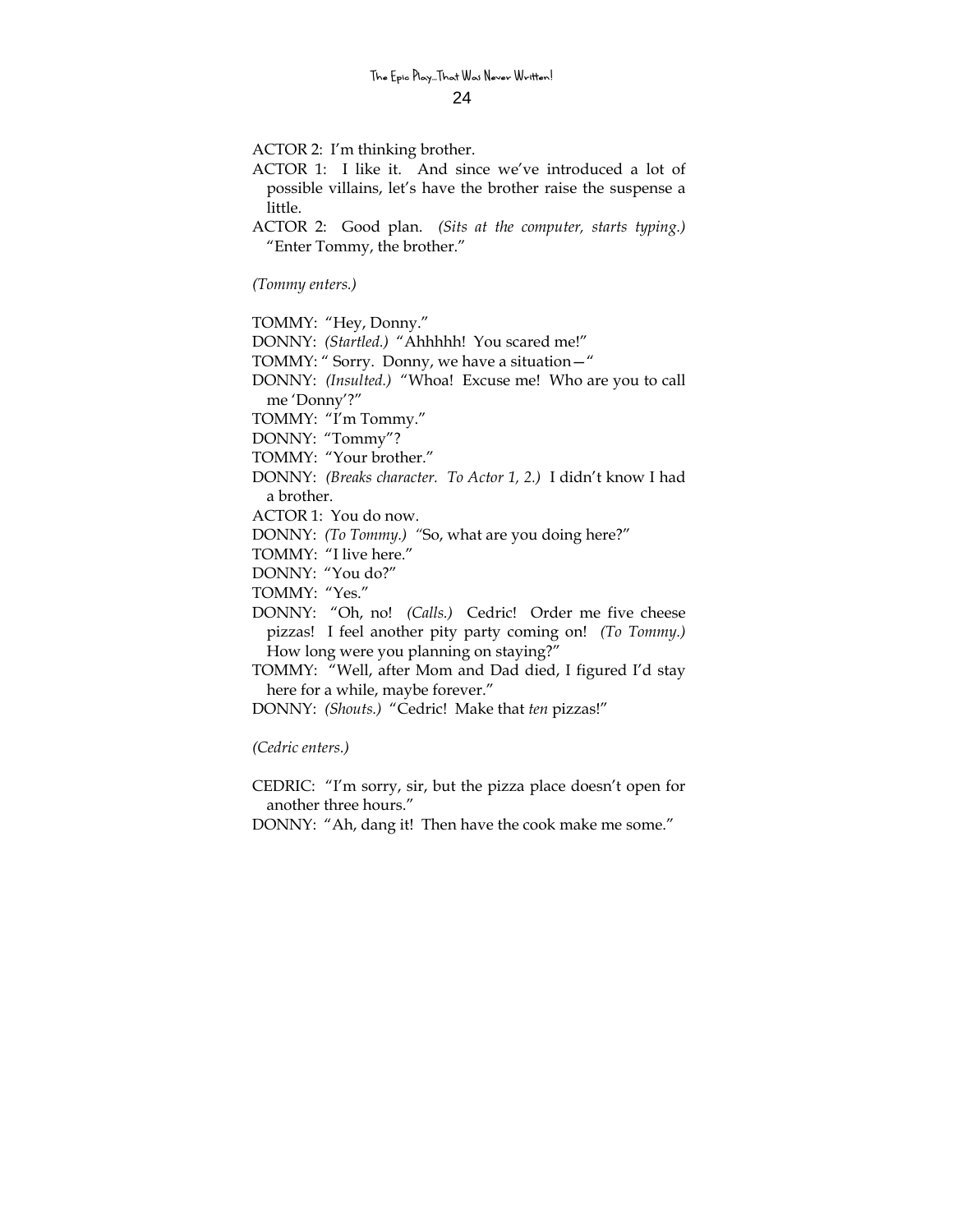ACTOR 2: I'm thinking brother.

ACTOR 1: I like it. And since we've introduced a lot of possible villains, let's have the brother raise the suspense a little.

ACTOR 2: Good plan. *(Sits at the computer, starts typing.)* "Enter Tommy, the brother."

*(Tommy enters.)*

TOMMY: "Hey, Donny."

DONNY: *(Startled.)* "Ahhhhh! You scared me!"

TOMMY: " Sorry. Donny, we have a situation—"

DONNY: *(Insulted.)* "Whoa! Excuse me! Who are you to call me 'Donny'?"

TOMMY: "I'm Tommy."

DONNY: "Tommy"?

TOMMY: "Your brother."

DONNY: *(Breaks character. To Actor 1, 2.)* I didn't know I had a brother.

ACTOR 1: You do now.

DONNY: *(To Tommy.)* "So, what are you doing here?"

TOMMY: "I live here."

DONNY: "You do?"

TOMMY: "Yes."

DONNY: "Oh, no! *(Calls.)* Cedric! Order me five cheese pizzas! I feel another pity party coming on! *(To Tommy.)* How long were you planning on staying?"

TOMMY: "Well, after Mom and Dad died, I figured I'd stay here for a while, maybe forever."

DONNY: *(Shouts.)* "Cedric! Make that *ten* pizzas!"

*(Cedric enters.)*

CEDRIC: "I'm sorry, sir, but the pizza place doesn't open for another three hours."

DONNY: "Ah, dang it! Then have the cook make me some."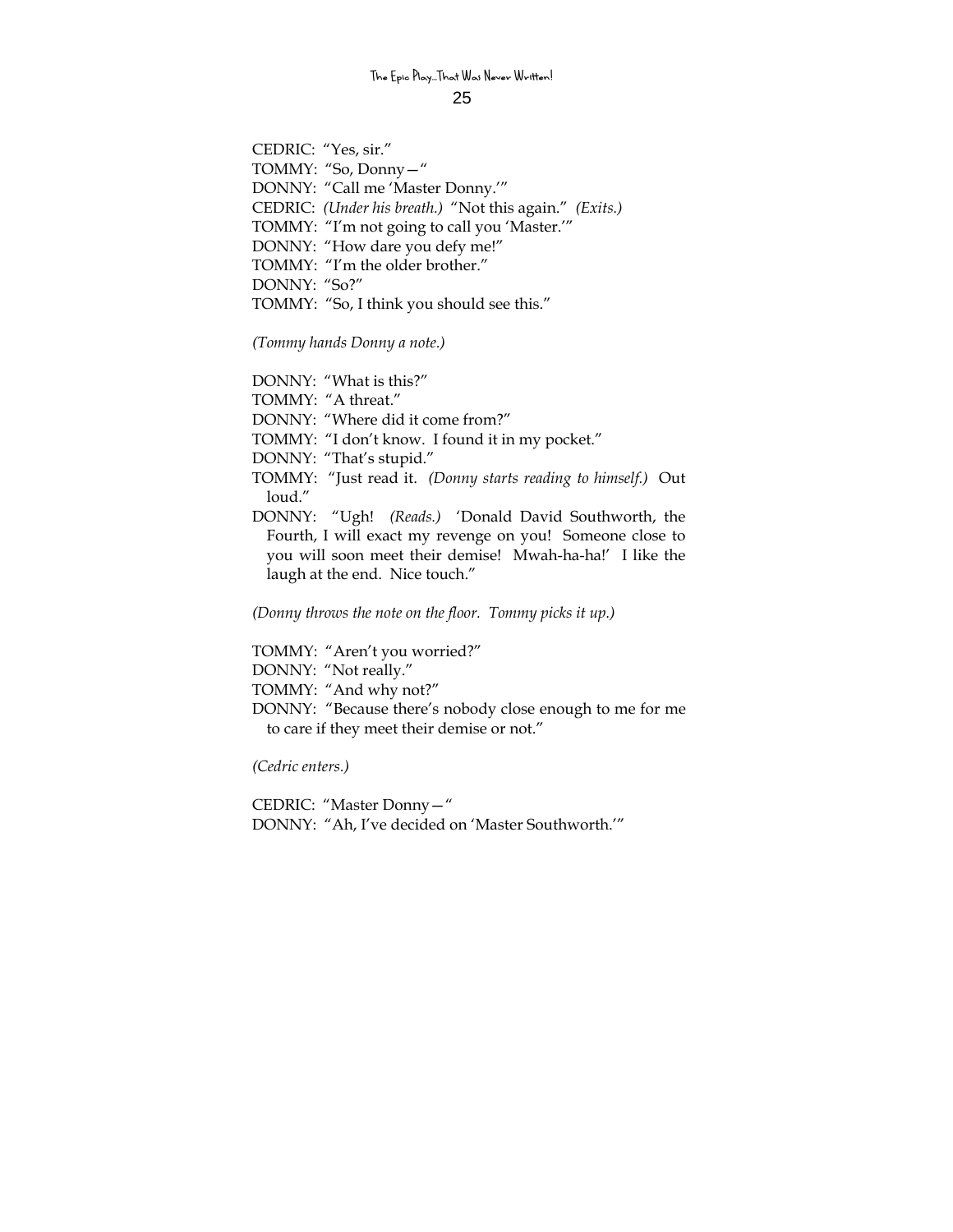CEDRIC: "Yes, sir."
TOMMY: "So, Donny—"
DONNY: "Call me 'Master Donny.'"
CEDRIC: *(Under his breath.)* "Not this again." *(Exits.)*
TOMMY: "I'm not going to call you 'Master.'"
DONNY: "How dare you defy me!"
TOMMY: "I'm the older brother."
DONNY: "So?"
TOMMY: "So, I think you should see this."

*(Tommy hands Donny a note.)*

DONNY: "What is this?"
TOMMY: "A threat."
DONNY: "Where did it come from?"
TOMMY: "I don't know. I found it in my pocket."
DONNY: "That's stupid."
TOMMY: "Just read it. *(Donny starts reading to himself.)* Out loud."
DONNY: "Ugh! *(Reads.)* 'Donald David Southworth, the Fourth, I will exact my revenge on you! Someone close to you will soon meet their demise! Mwah-ha-ha!' I like the laugh at the end. Nice touch."

*(Donny throws the note on the floor. Tommy picks it up.)*

TOMMY: "Aren't you worried?"
DONNY: "Not really."
TOMMY: "And why not?"
DONNY: "Because there's nobody close enough to me for me to care if they meet their demise or not."

*(Cedric enters.)*

CEDRIC: "Master Donny—"
DONNY: "Ah, I've decided on 'Master Southworth.'"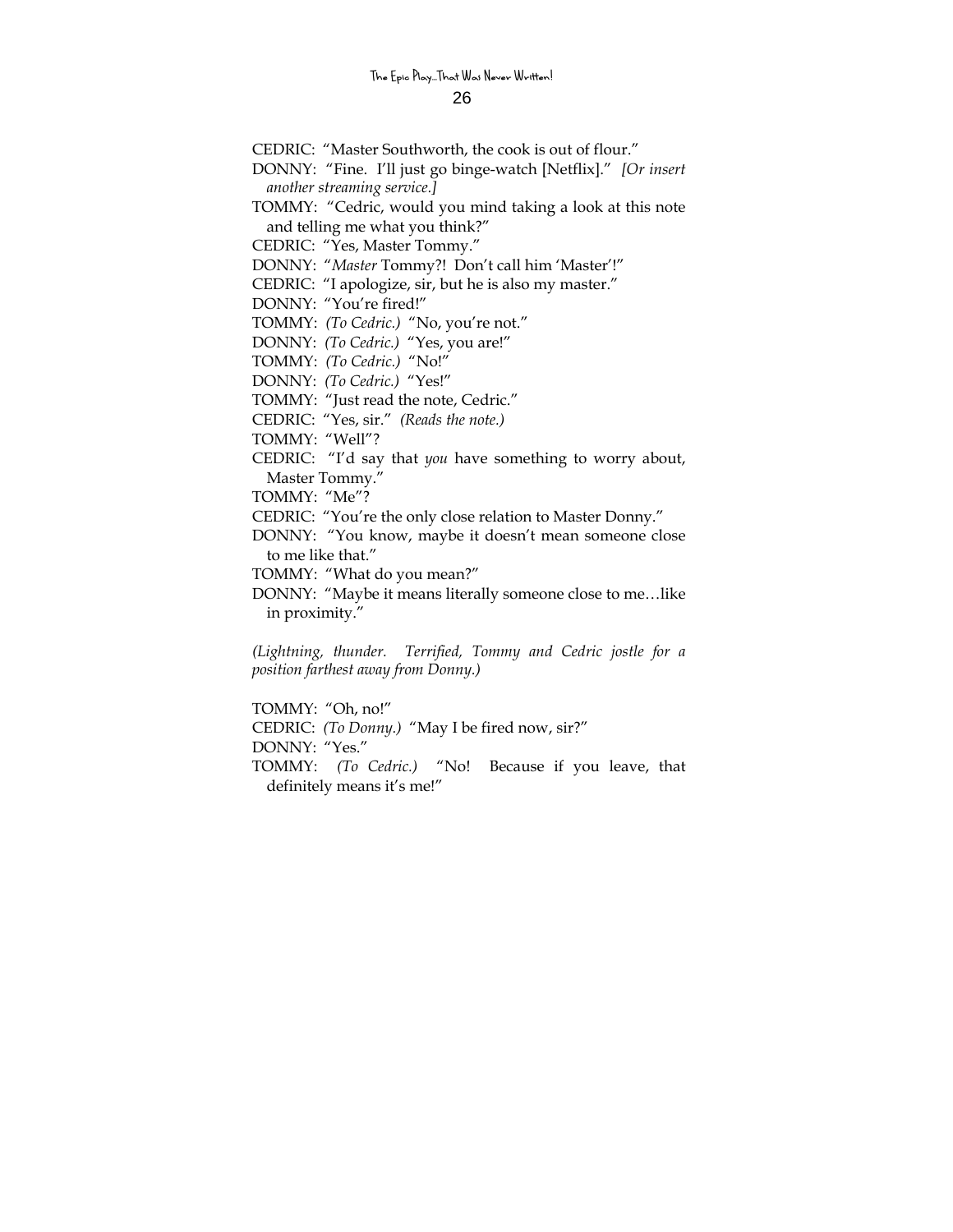CEDRIC: "Master Southworth, the cook is out of flour."

DONNY: "Fine. I'll just go binge-watch [Netflix]." *[Or insert another streaming service.]*

TOMMY: "Cedric, would you mind taking a look at this note and telling me what you think?"

CEDRIC: "Yes, Master Tommy."

DONNY: "*Master* Tommy?! Don't call him 'Master'!"

CEDRIC: "I apologize, sir, but he is also my master."

DONNY: "You're fired!"

TOMMY: *(To Cedric.)* "No, you're not."

DONNY: *(To Cedric.)* "Yes, you are!"

TOMMY: *(To Cedric.)* "No!"

DONNY: *(To Cedric.)* "Yes!"

TOMMY: "Just read the note, Cedric."

CEDRIC: "Yes, sir." *(Reads the note.)*

TOMMY: "Well"?

CEDRIC: "I'd say that *you* have something to worry about, Master Tommy."

TOMMY: "Me"?

CEDRIC: "You're the only close relation to Master Donny."

DONNY: "You know, maybe it doesn't mean someone close to me like that."

TOMMY: "What do you mean?"

DONNY: "Maybe it means literally someone close to me…like in proximity."

*(Lightning, thunder. Terrified, Tommy and Cedric jostle for a position farthest away from Donny.)*

TOMMY: "Oh, no!"

CEDRIC: *(To Donny.)* "May I be fired now, sir?"

DONNY: "Yes."

TOMMY: *(To Cedric.)* "No! Because if you leave, that definitely means it's me!"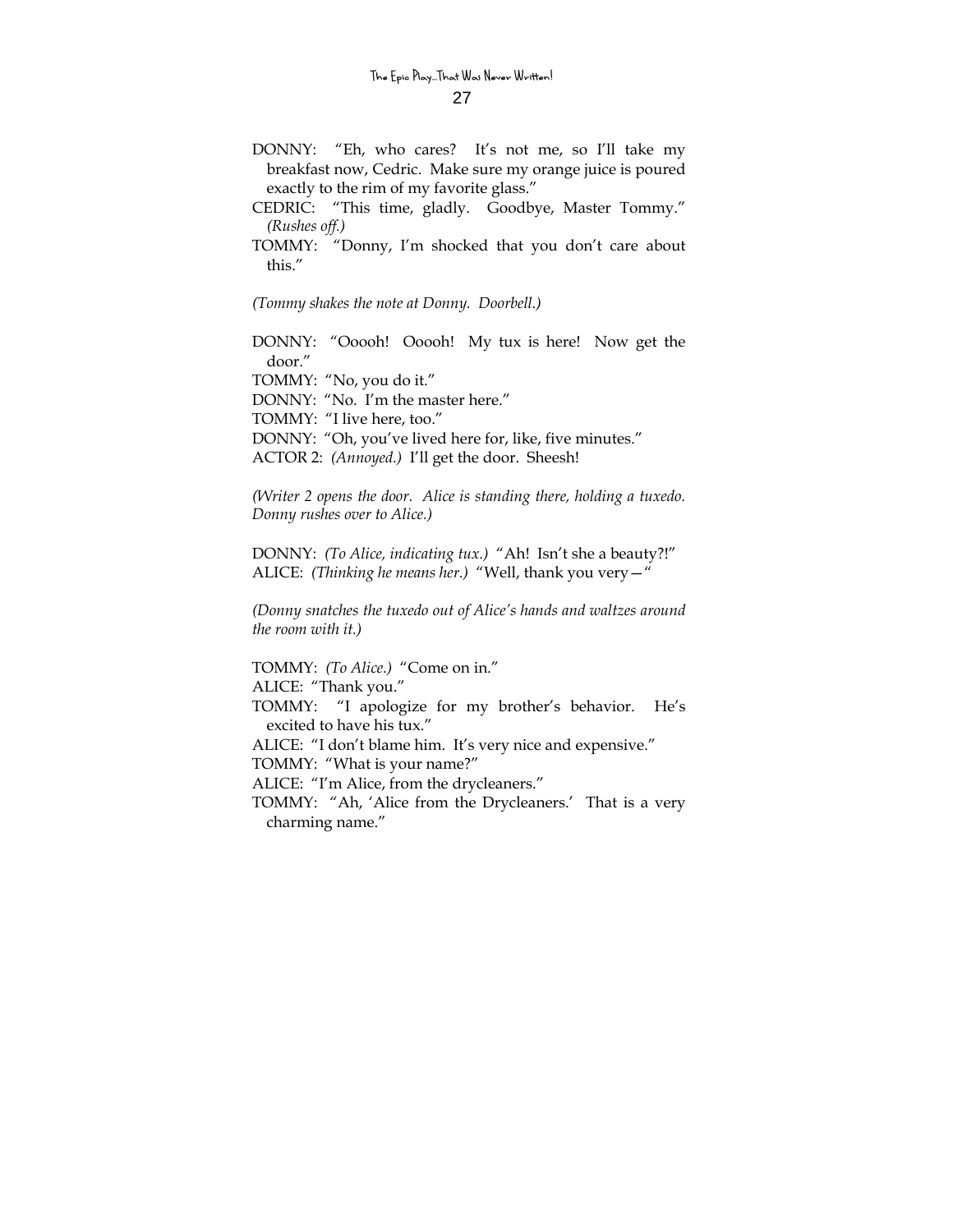DONNY: "Eh, who cares? It's not me, so I'll take my breakfast now, Cedric. Make sure my orange juice is poured exactly to the rim of my favorite glass."

CEDRIC: "This time, gladly. Goodbye, Master Tommy." *(Rushes off.)*

TOMMY: "Donny, I'm shocked that you don't care about this."

*(Tommy shakes the note at Donny. Doorbell.)*

DONNY: "Ooooh! Ooooh! My tux is here! Now get the door."

TOMMY: "No, you do it."

DONNY: "No. I'm the master here."

TOMMY: "I live here, too."

DONNY: "Oh, you've lived here for, like, five minutes."

ACTOR 2: *(Annoyed.)* I'll get the door. Sheesh!

*(Writer 2 opens the door. Alice is standing there, holding a tuxedo. Donny rushes over to Alice.)*

DONNY: *(To Alice, indicating tux.)* "Ah! Isn't she a beauty?!"

ALICE: *(Thinking he means her.)* "Well, thank you very—"

*(Donny snatches the tuxedo out of Alice's hands and waltzes around the room with it.)*

TOMMY: *(To Alice.)* "Come on in."

ALICE: "Thank you."

TOMMY: "I apologize for my brother's behavior. He's excited to have his tux."

ALICE: "I don't blame him. It's very nice and expensive."

TOMMY: "What is your name?"

ALICE: "I'm Alice, from the drycleaners."

TOMMY: "Ah, 'Alice from the Drycleaners.' That is a very charming name."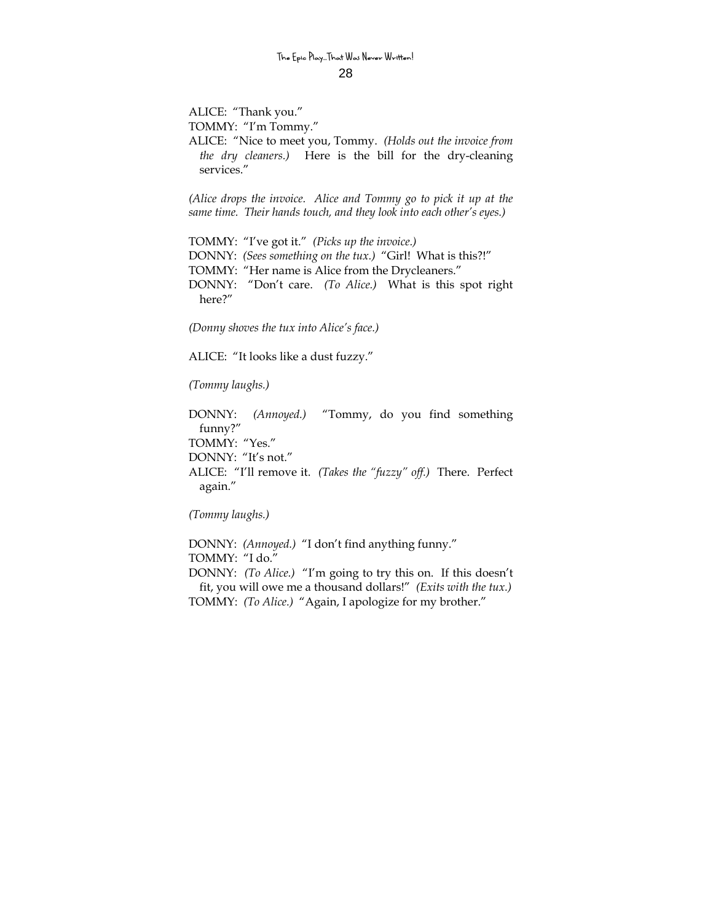ALICE: "Thank you."

TOMMY: "I'm Tommy."

ALICE: "Nice to meet you, Tommy. *(Holds out the invoice from the dry cleaners.)* Here is the bill for the dry-cleaning services."

*(Alice drops the invoice. Alice and Tommy go to pick it up at the same time. Their hands touch, and they look into each other's eyes.)*

TOMMY: "I've got it." *(Picks up the invoice.)*

DONNY: *(Sees something on the tux.)* "Girl! What is this?!"

TOMMY: "Her name is Alice from the Drycleaners."

DONNY: "Don't care. *(To Alice.)* What is this spot right here?"

*(Donny shoves the tux into Alice's face.)*

ALICE: "It looks like a dust fuzzy."

*(Tommy laughs.)*

DONNY: *(Annoyed.)* "Tommy, do you find something funny?"

TOMMY: "Yes."

DONNY: "It's not."

ALICE: "I'll remove it. *(Takes the "fuzzy" off.)* There. Perfect again."

*(Tommy laughs.)*

DONNY: *(Annoyed.)* "I don't find anything funny."

TOMMY: "I do."

DONNY: *(To Alice.)* "I'm going to try this on. If this doesn't fit, you will owe me a thousand dollars!" *(Exits with the tux.)*

TOMMY: *(To Alice.)* "Again, I apologize for my brother."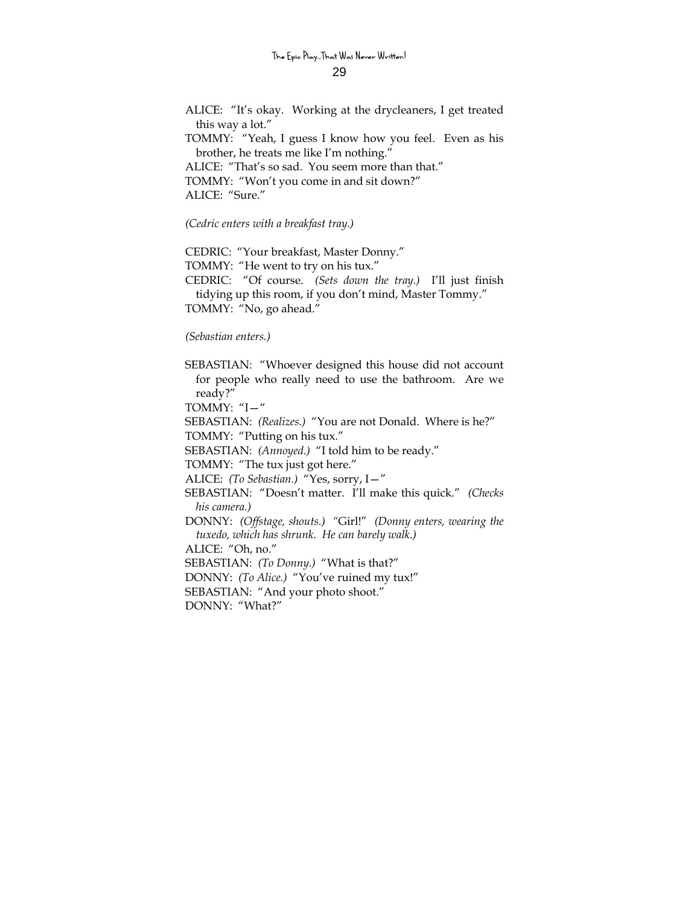ALICE: "It's okay. Working at the drycleaners, I get treated this way a lot."

TOMMY: "Yeah, I guess I know how you feel. Even as his brother, he treats me like I'm nothing."

ALICE: "That's so sad. You seem more than that."

TOMMY: "Won't you come in and sit down?"

ALICE: "Sure."

*(Cedric enters with a breakfast tray.)*

CEDRIC: "Your breakfast, Master Donny."

TOMMY: "He went to try on his tux."

CEDRIC: "Of course. *(Sets down the tray.)* I'll just finish tidying up this room, if you don't mind, Master Tommy."

TOMMY: "No, go ahead."

*(Sebastian enters.)*

SEBASTIAN: "Whoever designed this house did not account for people who really need to use the bathroom. Are we ready?"

TOMMY: "I—"

SEBASTIAN: *(Realizes.)* "You are not Donald. Where is he?"

TOMMY: "Putting on his tux."

SEBASTIAN: *(Annoyed.)* "I told him to be ready."

TOMMY: "The tux just got here."

ALICE: *(To Sebastian.)* "Yes, sorry, I—"

SEBASTIAN: "Doesn't matter. I'll make this quick." *(Checks his camera.)*

DONNY: *(Offstage, shouts.)* "Girl!" *(Donny enters, wearing the tuxedo, which has shrunk. He can barely walk.)*

ALICE: "Oh, no."

SEBASTIAN: *(To Donny.)* "What is that?"

DONNY: *(To Alice.)* "You've ruined my tux!"

SEBASTIAN: "And your photo shoot."

DONNY: "What?"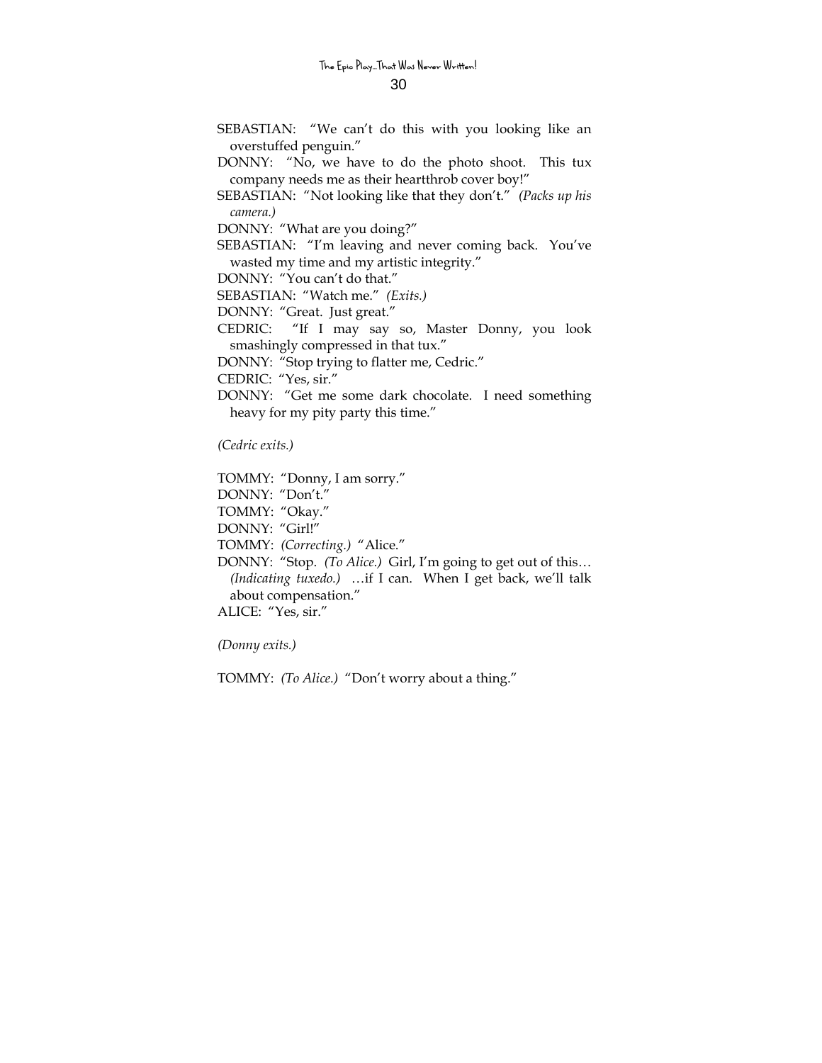SEBASTIAN: "We can't do this with you looking like an overstuffed penguin."

DONNY: "No, we have to do the photo shoot. This tux company needs me as their heartthrob cover boy!"

SEBASTIAN: "Not looking like that they don't." *(Packs up his camera.)*

DONNY: "What are you doing?"

SEBASTIAN: "I'm leaving and never coming back. You've wasted my time and my artistic integrity."

DONNY: "You can't do that."

SEBASTIAN: "Watch me." *(Exits.)*

DONNY: "Great. Just great."

CEDRIC: "If I may say so, Master Donny, you look smashingly compressed in that tux."

DONNY: "Stop trying to flatter me, Cedric."

CEDRIC: "Yes, sir."

DONNY: "Get me some dark chocolate. I need something heavy for my pity party this time."

*(Cedric exits.)*

TOMMY: "Donny, I am sorry."

DONNY: "Don't."

TOMMY: "Okay."

DONNY: "Girl!"

TOMMY: *(Correcting.)* "Alice."

DONNY: "Stop. *(To Alice.)* Girl, I'm going to get out of this… *(Indicating tuxedo.)* …if I can. When I get back, we'll talk about compensation."

ALICE: "Yes, sir."

*(Donny exits.)*

TOMMY: *(To Alice.)* "Don't worry about a thing."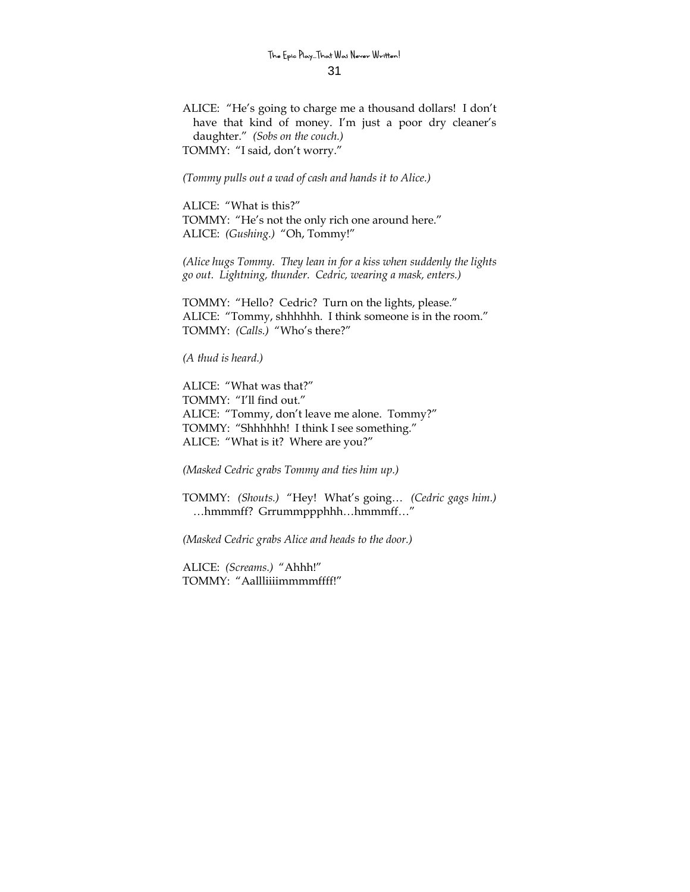ALICE: "He's going to charge me a thousand dollars! I don't have that kind of money. I'm just a poor dry cleaner's daughter." *(Sobs on the couch.)*
TOMMY: "I said, don't worry."

*(Tommy pulls out a wad of cash and hands it to Alice.)*

ALICE: "What is this?"
TOMMY: "He's not the only rich one around here."
ALICE: *(Gushing.)* "Oh, Tommy!"

*(Alice hugs Tommy. They lean in for a kiss when suddenly the lights go out. Lightning, thunder. Cedric, wearing a mask, enters.)*

TOMMY: "Hello? Cedric? Turn on the lights, please."
ALICE: "Tommy, shhhhhh. I think someone is in the room."
TOMMY: *(Calls.)* "Who's there?"

*(A thud is heard.)*

ALICE: "What was that?"
TOMMY: "I'll find out."
ALICE: "Tommy, don't leave me alone. Tommy?"
TOMMY: "Shhhhhh! I think I see something."
ALICE: "What is it? Where are you?"

*(Masked Cedric grabs Tommy and ties him up.)*

TOMMY: *(Shouts.)* "Hey! What's going… *(Cedric gags him.)* …hmmmff? Grrummppphhh…hmmmff…"

*(Masked Cedric grabs Alice and heads to the door.)*

ALICE: *(Screams.)* "Ahhh!"
TOMMY: "Aallliiiimmmmffff!"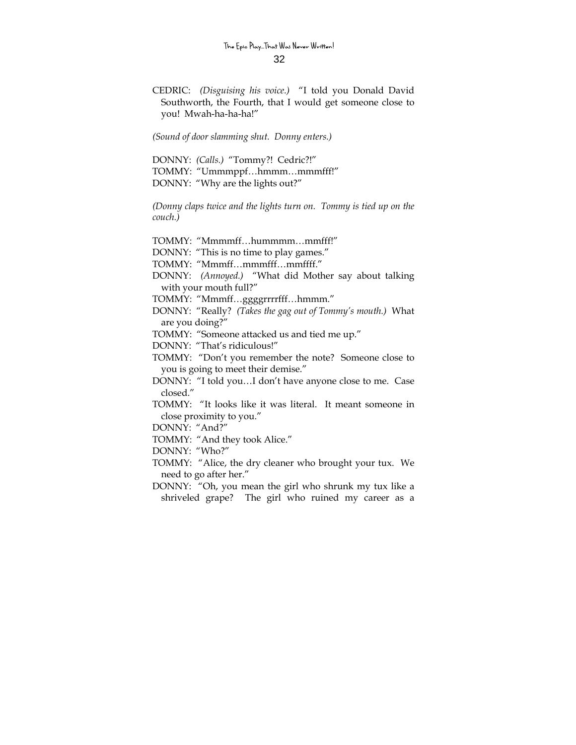CEDRIC: *(Disguising his voice.)* "I told you Donald David Southworth, the Fourth, that I would get someone close to you! Mwah-ha-ha-ha!"

*(Sound of door slamming shut. Donny enters.)*

DONNY: *(Calls.)* "Tommy?! Cedric?!"
TOMMY: "Ummmppf…hmmm…mmmfff!"
DONNY: "Why are the lights out?"

*(Donny claps twice and the lights turn on. Tommy is tied up on the couch.)*

TOMMY: "Mmmmff…hummmm…mmfff!"
DONNY: "This is no time to play games."
TOMMY: "Mmmff…mmmfff…mmffff."
DONNY: *(Annoyed.)* "What did Mother say about talking with your mouth full?"
TOMMY: "Mmmff…ggggrrrrfff…hmmm."
DONNY: "Really? *(Takes the gag out of Tommy's mouth.)* What are you doing?"
TOMMY: "Someone attacked us and tied me up."
DONNY: "That's ridiculous!"
TOMMY: "Don't you remember the note? Someone close to you is going to meet their demise."
DONNY: "I told you…I don't have anyone close to me. Case closed."
TOMMY: "It looks like it was literal. It meant someone in close proximity to you."
DONNY: "And?"
TOMMY: "And they took Alice."
DONNY: "Who?"
TOMMY: "Alice, the dry cleaner who brought your tux. We need to go after her."
DONNY: "Oh, you mean the girl who shrunk my tux like a shriveled grape? The girl who ruined my career as a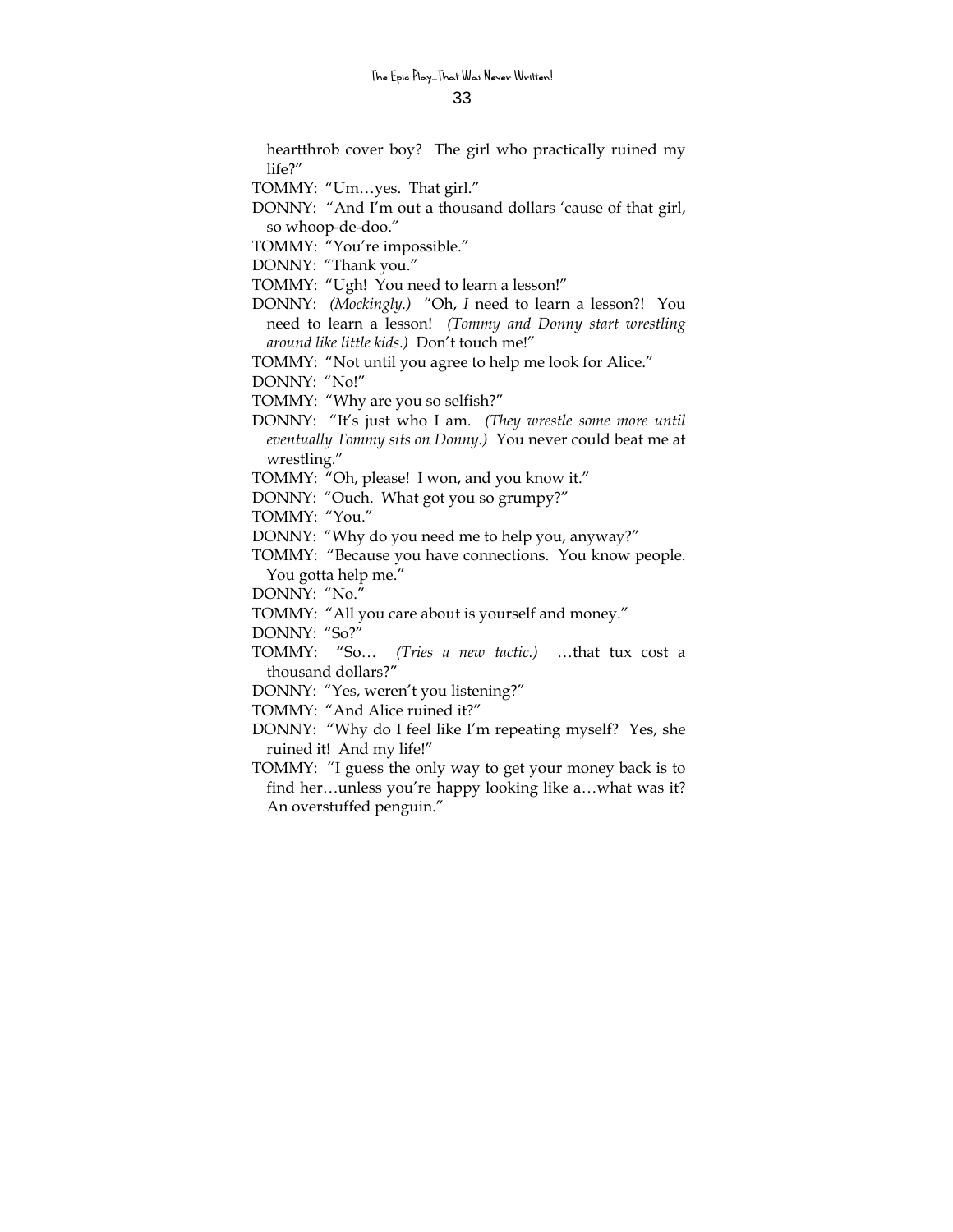heartthrob cover boy? The girl who practically ruined my life?"

TOMMY: "Um…yes. That girl."

DONNY: "And I'm out a thousand dollars 'cause of that girl, so whoop-de-doo."

TOMMY: "You're impossible."

DONNY: "Thank you."

TOMMY: "Ugh! You need to learn a lesson!"

DONNY: *(Mockingly.)* "Oh, *I* need to learn a lesson?! You need to learn a lesson! *(Tommy and Donny start wrestling around like little kids.)* Don't touch me!"

TOMMY: "Not until you agree to help me look for Alice."

DONNY: "No!"

TOMMY: "Why are you so selfish?"

DONNY: "It's just who I am. *(They wrestle some more until eventually Tommy sits on Donny.)* You never could beat me at wrestling."

TOMMY: "Oh, please! I won, and you know it."

DONNY: "Ouch. What got you so grumpy?"

TOMMY: "You."

DONNY: "Why do you need me to help you, anyway?"

TOMMY: "Because you have connections. You know people. You gotta help me."

DONNY: "No."

TOMMY: "All you care about is yourself and money."

DONNY: "So?"

TOMMY: "So… *(Tries a new tactic.)* …that tux cost a thousand dollars?"

DONNY: "Yes, weren't you listening?"

TOMMY: "And Alice ruined it?"

DONNY: "Why do I feel like I'm repeating myself? Yes, she ruined it! And my life!"

TOMMY: "I guess the only way to get your money back is to find her…unless you're happy looking like a…what was it? An overstuffed penguin."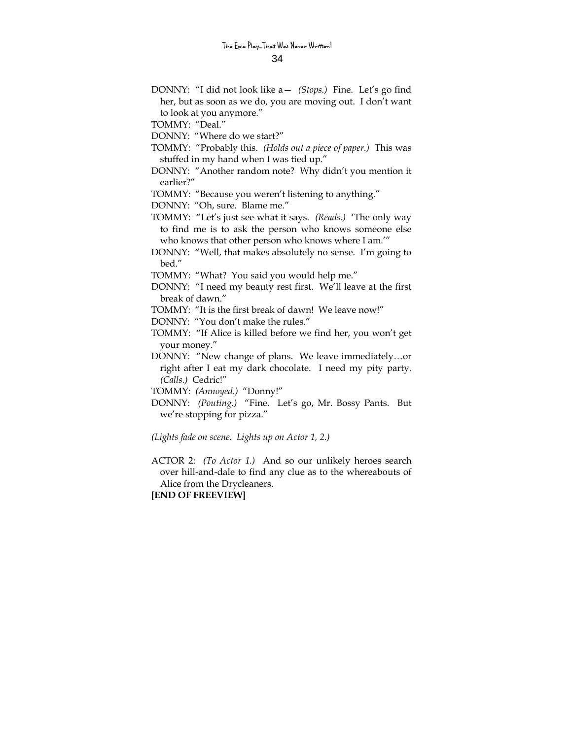DONNY: "I did not look like a— *(Stops.)* Fine. Let's go find her, but as soon as we do, you are moving out. I don't want to look at you anymore."

TOMMY: "Deal."

DONNY: "Where do we start?"

TOMMY: "Probably this. *(Holds out a piece of paper.)* This was stuffed in my hand when I was tied up."

DONNY: "Another random note? Why didn't you mention it earlier?"

TOMMY: "Because you weren't listening to anything."

DONNY: "Oh, sure. Blame me."

TOMMY: "Let's just see what it says. *(Reads.)* 'The only way to find me is to ask the person who knows someone else who knows that other person who knows where I am.'"

DONNY: "Well, that makes absolutely no sense. I'm going to bed."

TOMMY: "What? You said you would help me."

DONNY: "I need my beauty rest first. We'll leave at the first break of dawn."

TOMMY: "It is the first break of dawn! We leave now!"

DONNY: "You don't make the rules."

TOMMY: "If Alice is killed before we find her, you won't get your money."

DONNY: "New change of plans. We leave immediately…or right after I eat my dark chocolate. I need my pity party. *(Calls.)* Cedric!"

TOMMY: *(Annoyed.)* "Donny!"

DONNY: *(Pouting.)* "Fine. Let's go, Mr. Bossy Pants. But we're stopping for pizza."

*(Lights fade on scene. Lights up on Actor 1, 2.)*

ACTOR 2: *(To Actor 1.)* And so our unlikely heroes search over hill-and-dale to find any clue as to the whereabouts of Alice from the Drycleaners.

**[END OF FREEVIEW]**